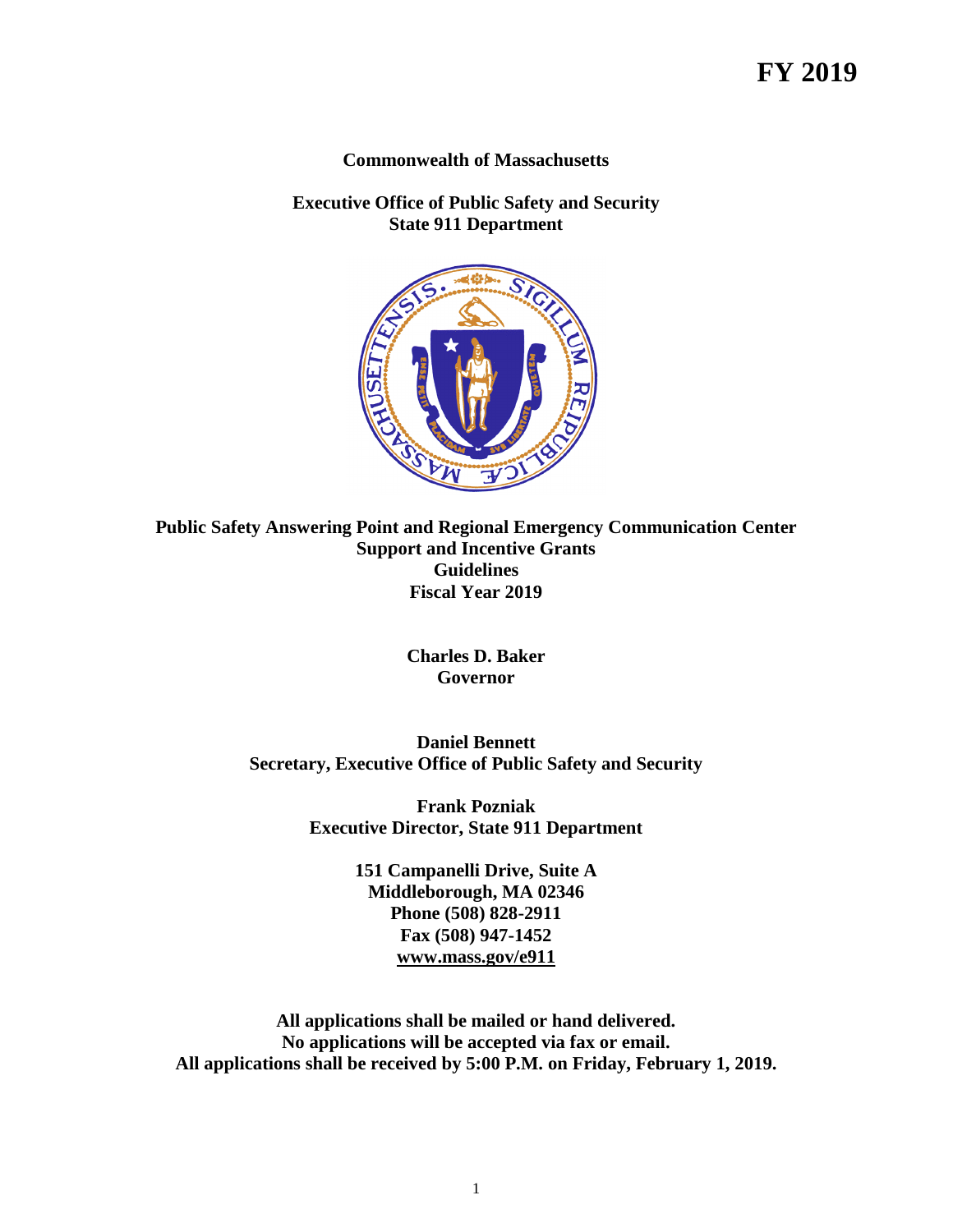# FY 2019

**Commonwealth of Massachusetts**

**Executive Office of Public Safety and Security**
**State 911 Department**

**Public Safety Answering Point and Regional Emergency Communication Center**
**Support and Incentive Grants**
**Guidelines**
**Fiscal Year 2019**

**Charles D. Baker**
**Governor**

**Daniel Bennett**
**Secretary, Executive Office of Public Safety and Security**

**Frank Pozniak**
**Executive Director, State 911 Department**

**151 Campanelli Drive, Suite A**
**Middleborough, MA 02346**
**Phone (508) 828-2911**
**Fax (508) 947-1452**
**www.mass.gov/e911**

**All applications shall be mailed or hand delivered.**
**No applications will be accepted via fax or email.**
**All applications shall be received by 5:00 P.M. on Friday, February 1, 2019.**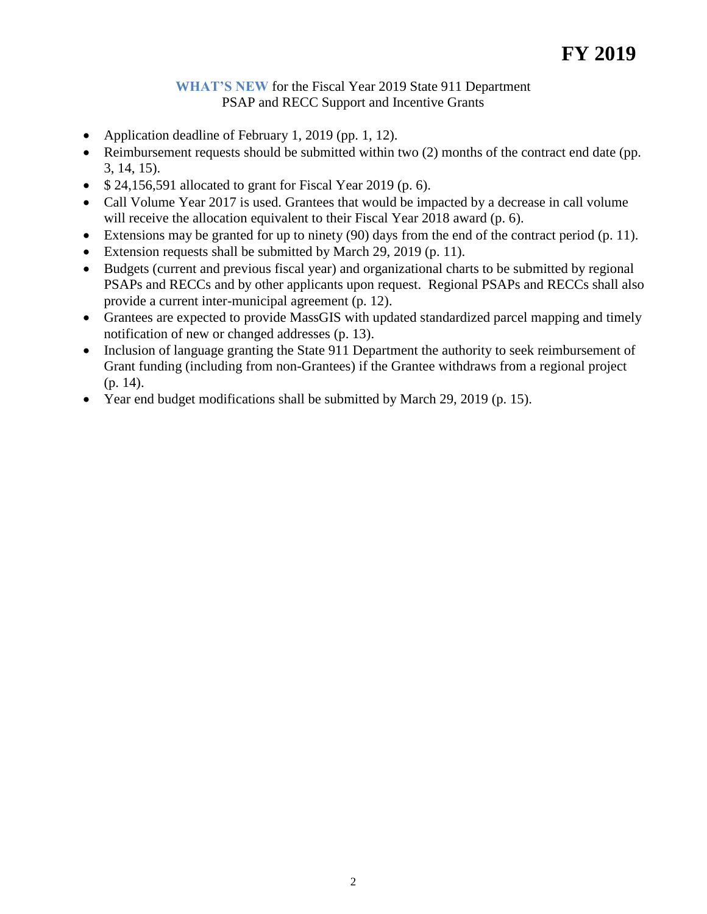# FY 2019

**WHAT'S NEW** for the Fiscal Year 2019 State 911 Department
PSAP and RECC Support and Incentive Grants

- Application deadline of February 1, 2019 (pp. 1, 12).
- Reimbursement requests should be submitted within two (2) months of the contract end date (pp. 3, 14, 15).
- $ 24,156,591 allocated to grant for Fiscal Year 2019 (p. 6).
- Call Volume Year 2017 is used. Grantees that would be impacted by a decrease in call volume will receive the allocation equivalent to their Fiscal Year 2018 award (p. 6).
- Extensions may be granted for up to ninety (90) days from the end of the contract period (p. 11).
- Extension requests shall be submitted by March 29, 2019 (p. 11).
- Budgets (current and previous fiscal year) and organizational charts to be submitted by regional PSAPs and RECCs and by other applicants upon request. Regional PSAPs and RECCs shall also provide a current inter-municipal agreement (p. 12).
- Grantees are expected to provide MassGIS with updated standardized parcel mapping and timely notification of new or changed addresses (p. 13).
- Inclusion of language granting the State 911 Department the authority to seek reimbursement of Grant funding (including from non-Grantees) if the Grantee withdraws from a regional project (p. 14).
- Year end budget modifications shall be submitted by March 29, 2019 (p. 15).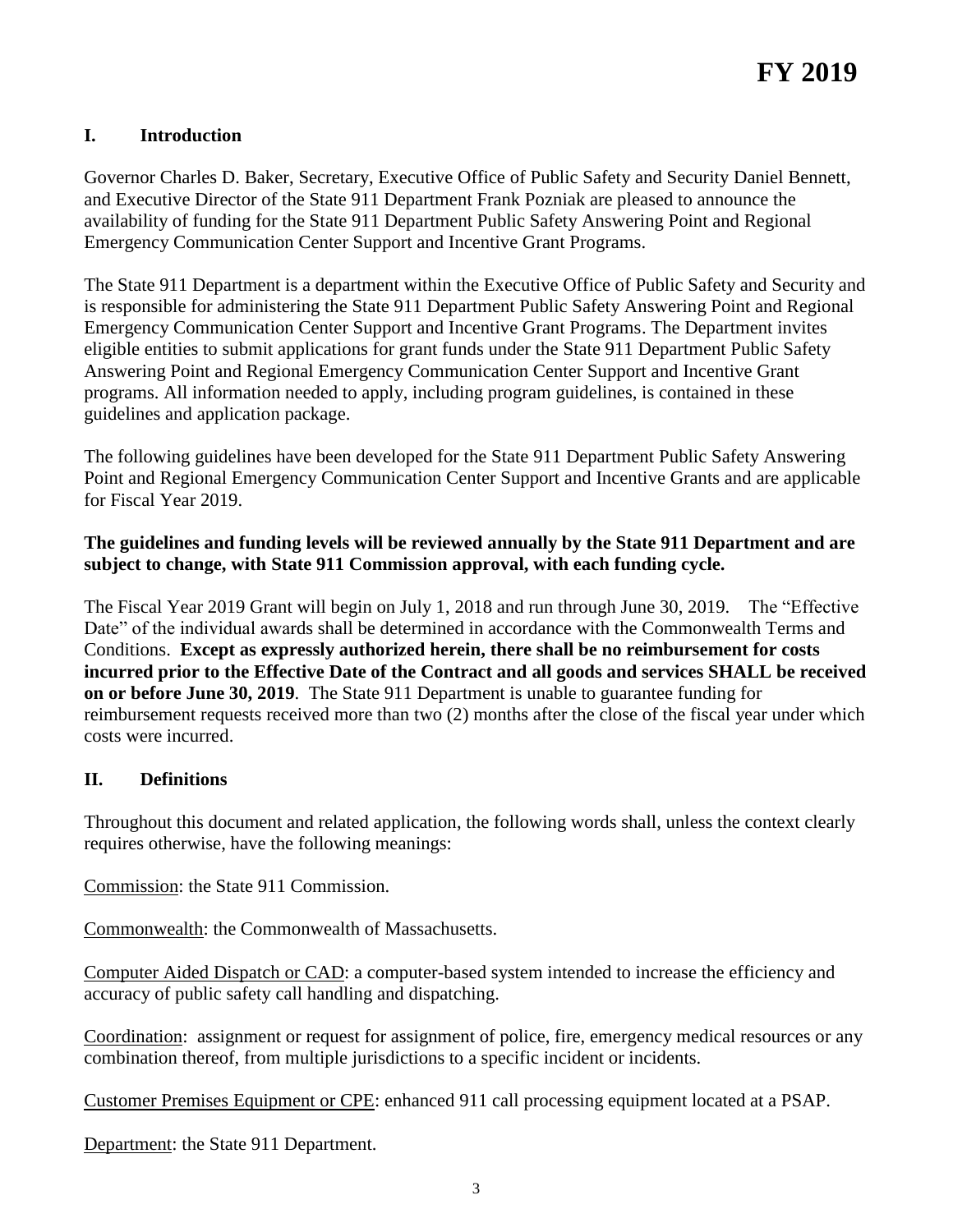# FY 2019

## I. Introduction

Governor Charles D. Baker, Secretary, Executive Office of Public Safety and Security Daniel Bennett, and Executive Director of the State 911 Department Frank Pozniak are pleased to announce the availability of funding for the State 911 Department Public Safety Answering Point and Regional Emergency Communication Center Support and Incentive Grant Programs.

The State 911 Department is a department within the Executive Office of Public Safety and Security and is responsible for administering the State 911 Department Public Safety Answering Point and Regional Emergency Communication Center Support and Incentive Grant Programs. The Department invites eligible entities to submit applications for grant funds under the State 911 Department Public Safety Answering Point and Regional Emergency Communication Center Support and Incentive Grant programs. All information needed to apply, including program guidelines, is contained in these guidelines and application package.

The following guidelines have been developed for the State 911 Department Public Safety Answering Point and Regional Emergency Communication Center Support and Incentive Grants and are applicable for Fiscal Year 2019.

**The guidelines and funding levels will be reviewed annually by the State 911 Department and are subject to change, with State 911 Commission approval, with each funding cycle.**

The Fiscal Year 2019 Grant will begin on July 1, 2018 and run through June 30, 2019. The "Effective Date" of the individual awards shall be determined in accordance with the Commonwealth Terms and Conditions. **Except as expressly authorized herein, there shall be no reimbursement for costs incurred prior to the Effective Date of the Contract and all goods and services SHALL be received on or before June 30, 2019**. The State 911 Department is unable to guarantee funding for reimbursement requests received more than two (2) months after the close of the fiscal year under which costs were incurred.

## II. Definitions

Throughout this document and related application, the following words shall, unless the context clearly requires otherwise, have the following meanings:

Commission: the State 911 Commission.

Commonwealth: the Commonwealth of Massachusetts.

Computer Aided Dispatch or CAD: a computer-based system intended to increase the efficiency and accuracy of public safety call handling and dispatching.

Coordination: assignment or request for assignment of police, fire, emergency medical resources or any combination thereof, from multiple jurisdictions to a specific incident or incidents.

Customer Premises Equipment or CPE: enhanced 911 call processing equipment located at a PSAP.

Department: the State 911 Department.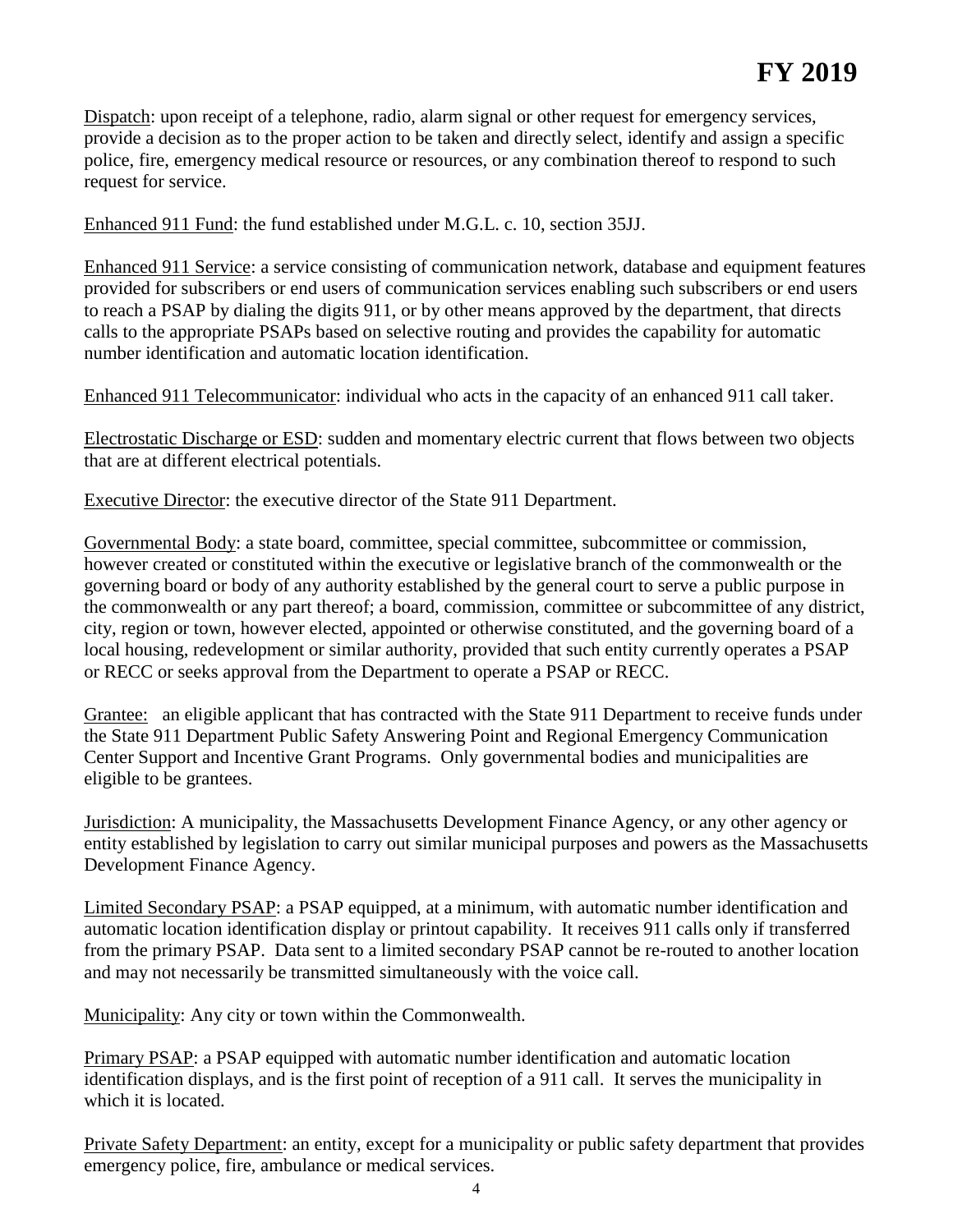Dispatch: upon receipt of a telephone, radio, alarm signal or other request for emergency services, provide a decision as to the proper action to be taken and directly select, identify and assign a specific police, fire, emergency medical resource or resources, or any combination thereof to respond to such request for service.

Enhanced 911 Fund: the fund established under M.G.L. c. 10, section 35JJ.

Enhanced 911 Service: a service consisting of communication network, database and equipment features provided for subscribers or end users of communication services enabling such subscribers or end users to reach a PSAP by dialing the digits 911, or by other means approved by the department, that directs calls to the appropriate PSAPs based on selective routing and provides the capability for automatic number identification and automatic location identification.

Enhanced 911 Telecommunicator: individual who acts in the capacity of an enhanced 911 call taker.

Electrostatic Discharge or ESD: sudden and momentary electric current that flows between two objects that are at different electrical potentials.

Executive Director: the executive director of the State 911 Department.

Governmental Body: a state board, committee, special committee, subcommittee or commission, however created or constituted within the executive or legislative branch of the commonwealth or the governing board or body of any authority established by the general court to serve a public purpose in the commonwealth or any part thereof; a board, commission, committee or subcommittee of any district, city, region or town, however elected, appointed or otherwise constituted, and the governing board of a local housing, redevelopment or similar authority, provided that such entity currently operates a PSAP or RECC or seeks approval from the Department to operate a PSAP or RECC.

Grantee: an eligible applicant that has contracted with the State 911 Department to receive funds under the State 911 Department Public Safety Answering Point and Regional Emergency Communication Center Support and Incentive Grant Programs. Only governmental bodies and municipalities are eligible to be grantees.

Jurisdiction: A municipality, the Massachusetts Development Finance Agency, or any other agency or entity established by legislation to carry out similar municipal purposes and powers as the Massachusetts Development Finance Agency.

Limited Secondary PSAP: a PSAP equipped, at a minimum, with automatic number identification and automatic location identification display or printout capability. It receives 911 calls only if transferred from the primary PSAP. Data sent to a limited secondary PSAP cannot be re-routed to another location and may not necessarily be transmitted simultaneously with the voice call.

Municipality: Any city or town within the Commonwealth.

Primary PSAP: a PSAP equipped with automatic number identification and automatic location identification displays, and is the first point of reception of a 911 call. It serves the municipality in which it is located.

Private Safety Department: an entity, except for a municipality or public safety department that provides emergency police, fire, ambulance or medical services.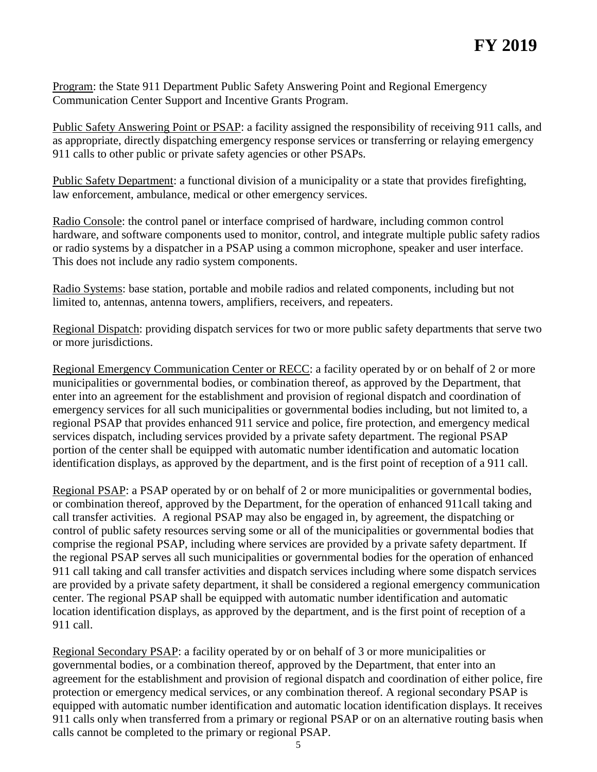Program: the State 911 Department Public Safety Answering Point and Regional Emergency Communication Center Support and Incentive Grants Program.

Public Safety Answering Point or PSAP: a facility assigned the responsibility of receiving 911 calls, and as appropriate, directly dispatching emergency response services or transferring or relaying emergency 911 calls to other public or private safety agencies or other PSAPs.

Public Safety Department: a functional division of a municipality or a state that provides firefighting, law enforcement, ambulance, medical or other emergency services.

Radio Console: the control panel or interface comprised of hardware, including common control hardware, and software components used to monitor, control, and integrate multiple public safety radios or radio systems by a dispatcher in a PSAP using a common microphone, speaker and user interface. This does not include any radio system components.

Radio Systems: base station, portable and mobile radios and related components, including but not limited to, antennas, antenna towers, amplifiers, receivers, and repeaters.

Regional Dispatch: providing dispatch services for two or more public safety departments that serve two or more jurisdictions.

Regional Emergency Communication Center or RECC: a facility operated by or on behalf of 2 or more municipalities or governmental bodies, or combination thereof, as approved by the Department, that enter into an agreement for the establishment and provision of regional dispatch and coordination of emergency services for all such municipalities or governmental bodies including, but not limited to, a regional PSAP that provides enhanced 911 service and police, fire protection, and emergency medical services dispatch, including services provided by a private safety department. The regional PSAP portion of the center shall be equipped with automatic number identification and automatic location identification displays, as approved by the department, and is the first point of reception of a 911 call.

Regional PSAP: a PSAP operated by or on behalf of 2 or more municipalities or governmental bodies, or combination thereof, approved by the Department, for the operation of enhanced 911call taking and call transfer activities. A regional PSAP may also be engaged in, by agreement, the dispatching or control of public safety resources serving some or all of the municipalities or governmental bodies that comprise the regional PSAP, including where services are provided by a private safety department. If the regional PSAP serves all such municipalities or governmental bodies for the operation of enhanced 911 call taking and call transfer activities and dispatch services including where some dispatch services are provided by a private safety department, it shall be considered a regional emergency communication center. The regional PSAP shall be equipped with automatic number identification and automatic location identification displays, as approved by the department, and is the first point of reception of a 911 call.

Regional Secondary PSAP: a facility operated by or on behalf of 3 or more municipalities or governmental bodies, or a combination thereof, approved by the Department, that enter into an agreement for the establishment and provision of regional dispatch and coordination of either police, fire protection or emergency medical services, or any combination thereof. A regional secondary PSAP is equipped with automatic number identification and automatic location identification displays. It receives 911 calls only when transferred from a primary or regional PSAP or on an alternative routing basis when calls cannot be completed to the primary or regional PSAP.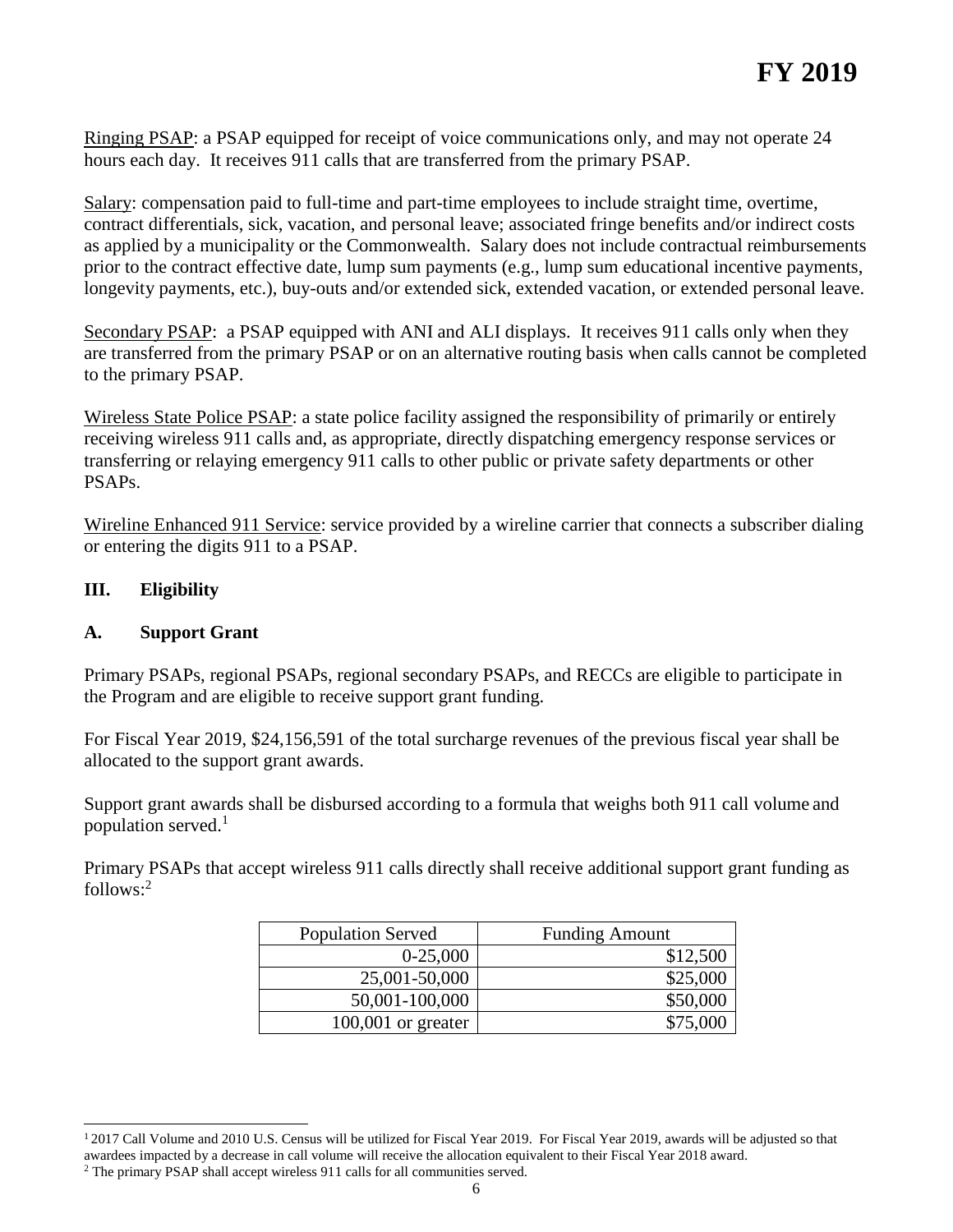Ringing PSAP: a PSAP equipped for receipt of voice communications only, and may not operate 24 hours each day. It receives 911 calls that are transferred from the primary PSAP.

Salary: compensation paid to full-time and part-time employees to include straight time, overtime, contract differentials, sick, vacation, and personal leave; associated fringe benefits and/or indirect costs as applied by a municipality or the Commonwealth. Salary does not include contractual reimbursements prior to the contract effective date, lump sum payments (e.g., lump sum educational incentive payments, longevity payments, etc.), buy-outs and/or extended sick, extended vacation, or extended personal leave.

Secondary PSAP: a PSAP equipped with ANI and ALI displays. It receives 911 calls only when they are transferred from the primary PSAP or on an alternative routing basis when calls cannot be completed to the primary PSAP.

Wireless State Police PSAP: a state police facility assigned the responsibility of primarily or entirely receiving wireless 911 calls and, as appropriate, directly dispatching emergency response services or transferring or relaying emergency 911 calls to other public or private safety departments or other PSAPs.

Wireline Enhanced 911 Service: service provided by a wireline carrier that connects a subscriber dialing or entering the digits 911 to a PSAP.

## III. Eligibility

### A. Support Grant

Primary PSAPs, regional PSAPs, regional secondary PSAPs, and RECCs are eligible to participate in the Program and are eligible to receive support grant funding.

For Fiscal Year 2019, $24,156,591 of the total surcharge revenues of the previous fiscal year shall be allocated to the support grant awards.

Support grant awards shall be disbursed according to a formula that weighs both 911 call volume and population served.[1]

Primary PSAPs that accept wireless 911 calls directly shall receive additional support grant funding as follows:[2]

| Population Served | Funding Amount |
|---:|---:|
| 0-25,000 | $12,500 |
| 25,001-50,000 | $25,000 |
| 50,001-100,000 | $50,000 |
| 100,001 or greater | $75,000 |

[1] 2017 Call Volume and 2010 U.S. Census will be utilized for Fiscal Year 2019. For Fiscal Year 2019, awards will be adjusted so that awardees impacted by a decrease in call volume will receive the allocation equivalent to their Fiscal Year 2018 award.

[2] The primary PSAP shall accept wireless 911 calls for all communities served.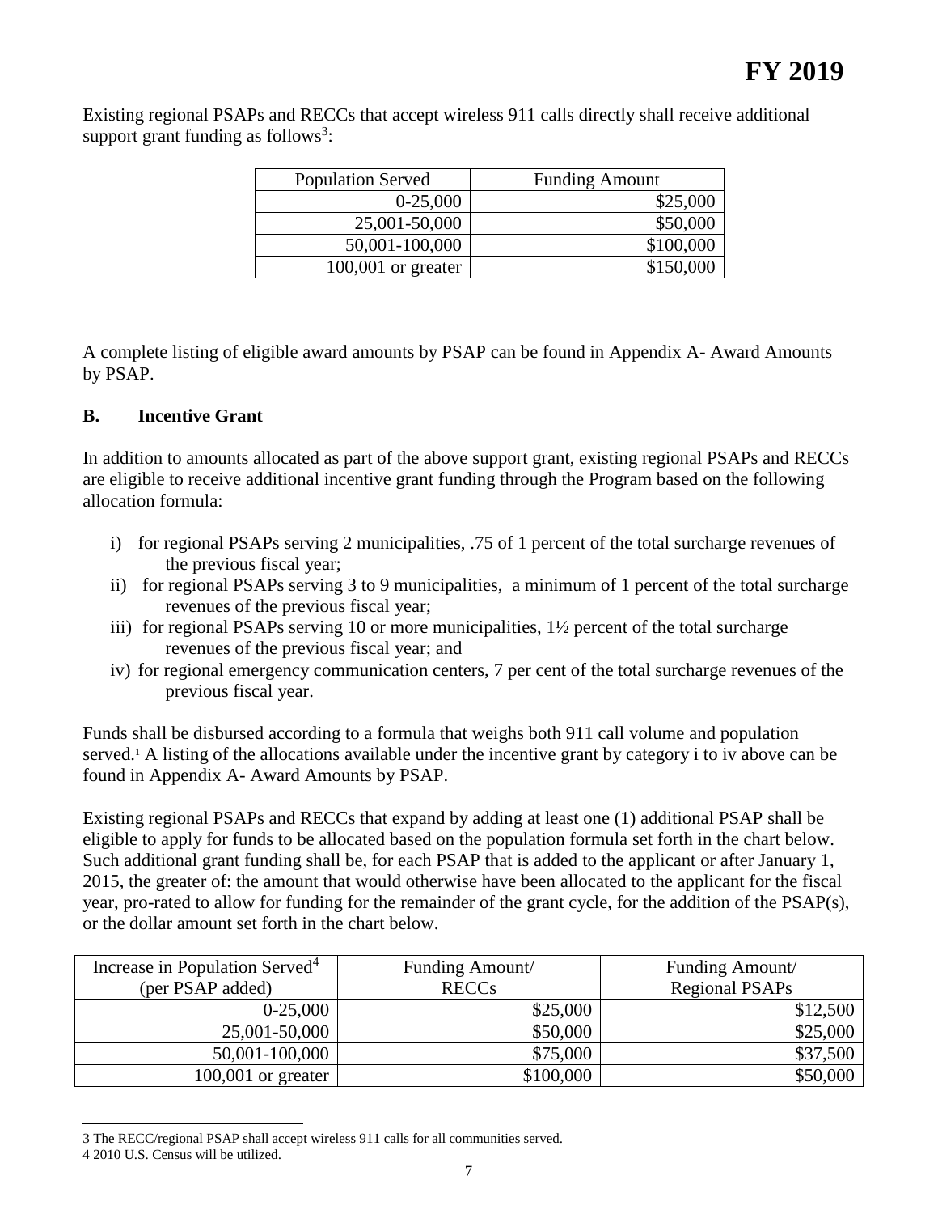Existing regional PSAPs and RECCs that accept wireless 911 calls directly shall receive additional support grant funding as follows[3]:

| Population Served | Funding Amount |
|---|---|
| 0-25,000 | \$25,000 |
| 25,001-50,000 | \$50,000 |
| 50,001-100,000 | \$100,000 |
| 100,001 or greater | \$150,000 |

A complete listing of eligible award amounts by PSAP can be found in Appendix A- Award Amounts by PSAP.

### B. Incentive Grant

In addition to amounts allocated as part of the above support grant, existing regional PSAPs and RECCs are eligible to receive additional incentive grant funding through the Program based on the following allocation formula:

i) for regional PSAPs serving 2 municipalities, .75 of 1 percent of the total surcharge revenues of the previous fiscal year;
ii) for regional PSAPs serving 3 to 9 municipalities, a minimum of 1 percent of the total surcharge revenues of the previous fiscal year;
iii) for regional PSAPs serving 10 or more municipalities, 1½ percent of the total surcharge revenues of the previous fiscal year; and
iv) for regional emergency communication centers, 7 per cent of the total surcharge revenues of the previous fiscal year.

Funds shall be disbursed according to a formula that weighs both 911 call volume and population served.[1] A listing of the allocations available under the incentive grant by category i to iv above can be found in Appendix A- Award Amounts by PSAP.

Existing regional PSAPs and RECCs that expand by adding at least one (1) additional PSAP shall be eligible to apply for funds to be allocated based on the population formula set forth in the chart below. Such additional grant funding shall be, for each PSAP that is added to the applicant or after January 1, 2015, the greater of: the amount that would otherwise have been allocated to the applicant for the fiscal year, pro-rated to allow for funding for the remainder of the grant cycle, for the addition of the PSAP(s), or the dollar amount set forth in the chart below.

| Increase in Population Served[4] (per PSAP added) | Funding Amount/ RECCs | Funding Amount/ Regional PSAPs |
|---|---|---|
| 0-25,000 | \$25,000 | \$12,500 |
| 25,001-50,000 | \$50,000 | \$25,000 |
| 50,001-100,000 | \$75,000 | \$37,500 |
| 100,001 or greater | \$100,000 | \$50,000 |

3 The RECC/regional PSAP shall accept wireless 911 calls for all communities served.
4 2010 U.S. Census will be utilized.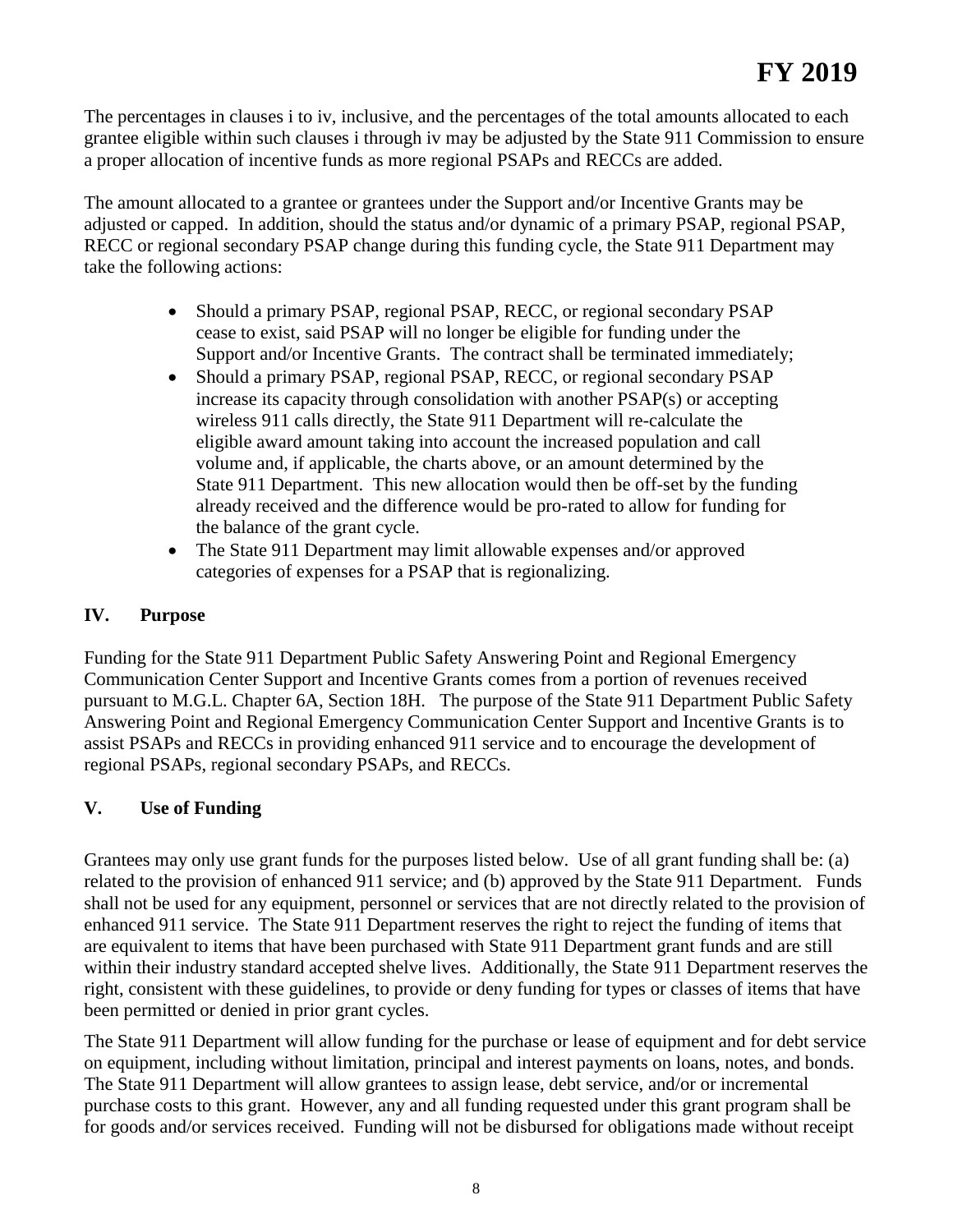The percentages in clauses i to iv, inclusive, and the percentages of the total amounts allocated to each grantee eligible within such clauses i through iv may be adjusted by the State 911 Commission to ensure a proper allocation of incentive funds as more regional PSAPs and RECCs are added.

The amount allocated to a grantee or grantees under the Support and/or Incentive Grants may be adjusted or capped. In addition, should the status and/or dynamic of a primary PSAP, regional PSAP, RECC or regional secondary PSAP change during this funding cycle, the State 911 Department may take the following actions:

- Should a primary PSAP, regional PSAP, RECC, or regional secondary PSAP cease to exist, said PSAP will no longer be eligible for funding under the Support and/or Incentive Grants. The contract shall be terminated immediately;
- Should a primary PSAP, regional PSAP, RECC, or regional secondary PSAP increase its capacity through consolidation with another PSAP(s) or accepting wireless 911 calls directly, the State 911 Department will re-calculate the eligible award amount taking into account the increased population and call volume and, if applicable, the charts above, or an amount determined by the State 911 Department. This new allocation would then be off-set by the funding already received and the difference would be pro-rated to allow for funding for the balance of the grant cycle.
- The State 911 Department may limit allowable expenses and/or approved categories of expenses for a PSAP that is regionalizing.

## IV. Purpose

Funding for the State 911 Department Public Safety Answering Point and Regional Emergency Communication Center Support and Incentive Grants comes from a portion of revenues received pursuant to M.G.L. Chapter 6A, Section 18H. The purpose of the State 911 Department Public Safety Answering Point and Regional Emergency Communication Center Support and Incentive Grants is to assist PSAPs and RECCs in providing enhanced 911 service and to encourage the development of regional PSAPs, regional secondary PSAPs, and RECCs.

## V. Use of Funding

Grantees may only use grant funds for the purposes listed below. Use of all grant funding shall be: (a) related to the provision of enhanced 911 service; and (b) approved by the State 911 Department. Funds shall not be used for any equipment, personnel or services that are not directly related to the provision of enhanced 911 service. The State 911 Department reserves the right to reject the funding of items that are equivalent to items that have been purchased with State 911 Department grant funds and are still within their industry standard accepted shelve lives. Additionally, the State 911 Department reserves the right, consistent with these guidelines, to provide or deny funding for types or classes of items that have been permitted or denied in prior grant cycles.

The State 911 Department will allow funding for the purchase or lease of equipment and for debt service on equipment, including without limitation, principal and interest payments on loans, notes, and bonds. The State 911 Department will allow grantees to assign lease, debt service, and/or or incremental purchase costs to this grant. However, any and all funding requested under this grant program shall be for goods and/or services received. Funding will not be disbursed for obligations made without receipt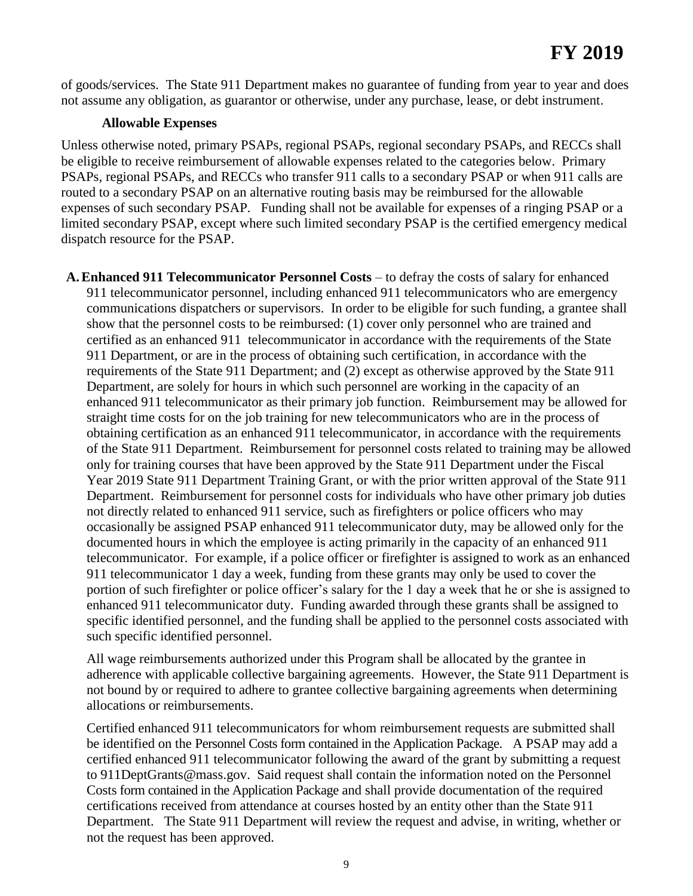of goods/services. The State 911 Department makes no guarantee of funding from year to year and does not assume any obligation, as guarantor or otherwise, under any purchase, lease, or debt instrument.

**Allowable Expenses**

Unless otherwise noted, primary PSAPs, regional PSAPs, regional secondary PSAPs, and RECCs shall be eligible to receive reimbursement of allowable expenses related to the categories below. Primary PSAPs, regional PSAPs, and RECCs who transfer 911 calls to a secondary PSAP or when 911 calls are routed to a secondary PSAP on an alternative routing basis may be reimbursed for the allowable expenses of such secondary PSAP. Funding shall not be available for expenses of a ringing PSAP or a limited secondary PSAP, except where such limited secondary PSAP is the certified emergency medical dispatch resource for the PSAP.

**A. Enhanced 911 Telecommunicator Personnel Costs** – to defray the costs of salary for enhanced 911 telecommunicator personnel, including enhanced 911 telecommunicators who are emergency communications dispatchers or supervisors. In order to be eligible for such funding, a grantee shall show that the personnel costs to be reimbursed: (1) cover only personnel who are trained and certified as an enhanced 911 telecommunicator in accordance with the requirements of the State 911 Department, or are in the process of obtaining such certification, in accordance with the requirements of the State 911 Department; and (2) except as otherwise approved by the State 911 Department, are solely for hours in which such personnel are working in the capacity of an enhanced 911 telecommunicator as their primary job function. Reimbursement may be allowed for straight time costs for on the job training for new telecommunicators who are in the process of obtaining certification as an enhanced 911 telecommunicator, in accordance with the requirements of the State 911 Department. Reimbursement for personnel costs related to training may be allowed only for training courses that have been approved by the State 911 Department under the Fiscal Year 2019 State 911 Department Training Grant, or with the prior written approval of the State 911 Department. Reimbursement for personnel costs for individuals who have other primary job duties not directly related to enhanced 911 service, such as firefighters or police officers who may occasionally be assigned PSAP enhanced 911 telecommunicator duty, may be allowed only for the documented hours in which the employee is acting primarily in the capacity of an enhanced 911 telecommunicator. For example, if a police officer or firefighter is assigned to work as an enhanced 911 telecommunicator 1 day a week, funding from these grants may only be used to cover the portion of such firefighter or police officer's salary for the 1 day a week that he or she is assigned to enhanced 911 telecommunicator duty. Funding awarded through these grants shall be assigned to specific identified personnel, and the funding shall be applied to the personnel costs associated with such specific identified personnel.

All wage reimbursements authorized under this Program shall be allocated by the grantee in adherence with applicable collective bargaining agreements. However, the State 911 Department is not bound by or required to adhere to grantee collective bargaining agreements when determining allocations or reimbursements.

Certified enhanced 911 telecommunicators for whom reimbursement requests are submitted shall be identified on the Personnel Costs form contained in the Application Package. A PSAP may add a certified enhanced 911 telecommunicator following the award of the grant by submitting a request to 911DeptGrants@mass.gov. Said request shall contain the information noted on the Personnel Costs form contained in the Application Package and shall provide documentation of the required certifications received from attendance at courses hosted by an entity other than the State 911 Department. The State 911 Department will review the request and advise, in writing, whether or not the request has been approved.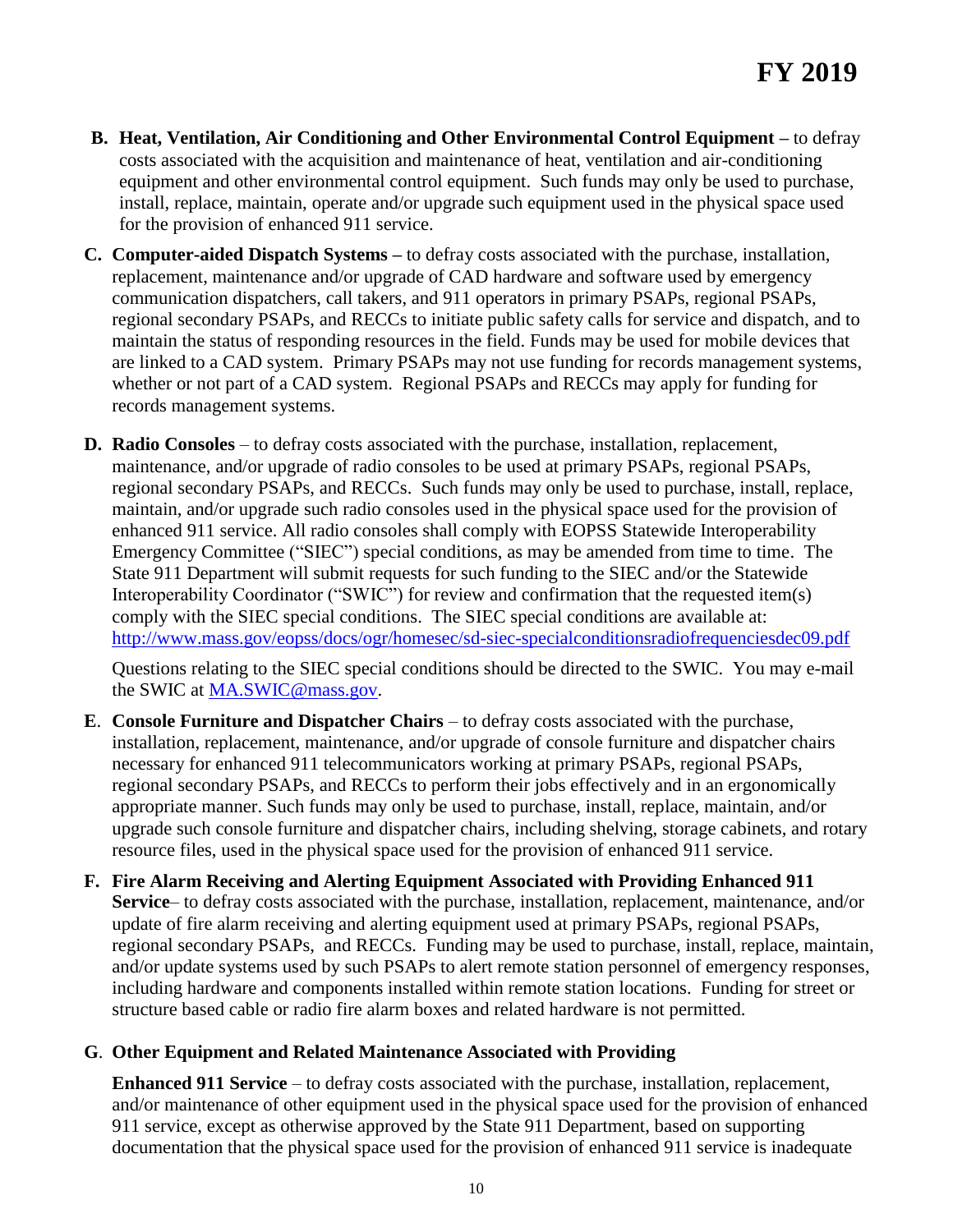**B. Heat, Ventilation, Air Conditioning and Other Environmental Control Equipment –** to defray costs associated with the acquisition and maintenance of heat, ventilation and air-conditioning equipment and other environmental control equipment. Such funds may only be used to purchase, install, replace, maintain, operate and/or upgrade such equipment used in the physical space used for the provision of enhanced 911 service.

**C. Computer-aided Dispatch Systems –** to defray costs associated with the purchase, installation, replacement, maintenance and/or upgrade of CAD hardware and software used by emergency communication dispatchers, call takers, and 911 operators in primary PSAPs, regional PSAPs, regional secondary PSAPs, and RECCs to initiate public safety calls for service and dispatch, and to maintain the status of responding resources in the field. Funds may be used for mobile devices that are linked to a CAD system. Primary PSAPs may not use funding for records management systems, whether or not part of a CAD system. Regional PSAPs and RECCs may apply for funding for records management systems.

**D. Radio Consoles** – to defray costs associated with the purchase, installation, replacement, maintenance, and/or upgrade of radio consoles to be used at primary PSAPs, regional PSAPs, regional secondary PSAPs, and RECCs. Such funds may only be used to purchase, install, replace, maintain, and/or upgrade such radio consoles used in the physical space used for the provision of enhanced 911 service. All radio consoles shall comply with EOPSS Statewide Interoperability Emergency Committee ("SIEC") special conditions, as may be amended from time to time. The State 911 Department will submit requests for such funding to the SIEC and/or the Statewide Interoperability Coordinator ("SWIC") for review and confirmation that the requested item(s) comply with the SIEC special conditions. The SIEC special conditions are available at: http://www.mass.gov/eopss/docs/ogr/homesec/sd-siec-specialconditionsradiofrequenciesdec09.pdf

Questions relating to the SIEC special conditions should be directed to the SWIC. You may e-mail the SWIC at MA.SWIC@mass.gov.

**E. Console Furniture and Dispatcher Chairs** – to defray costs associated with the purchase, installation, replacement, maintenance, and/or upgrade of console furniture and dispatcher chairs necessary for enhanced 911 telecommunicators working at primary PSAPs, regional PSAPs, regional secondary PSAPs, and RECCs to perform their jobs effectively and in an ergonomically appropriate manner. Such funds may only be used to purchase, install, replace, maintain, and/or upgrade such console furniture and dispatcher chairs, including shelving, storage cabinets, and rotary resource files, used in the physical space used for the provision of enhanced 911 service.

**F. Fire Alarm Receiving and Alerting Equipment Associated with Providing Enhanced 911 Service**– to defray costs associated with the purchase, installation, replacement, maintenance, and/or update of fire alarm receiving and alerting equipment used at primary PSAPs, regional PSAPs, regional secondary PSAPs, and RECCs. Funding may be used to purchase, install, replace, maintain, and/or update systems used by such PSAPs to alert remote station personnel of emergency responses, including hardware and components installed within remote station locations. Funding for street or structure based cable or radio fire alarm boxes and related hardware is not permitted.

**G. Other Equipment and Related Maintenance Associated with Providing Enhanced 911 Service** – to defray costs associated with the purchase, installation, replacement, and/or maintenance of other equipment used in the physical space used for the provision of enhanced 911 service, except as otherwise approved by the State 911 Department, based on supporting documentation that the physical space used for the provision of enhanced 911 service is inadequate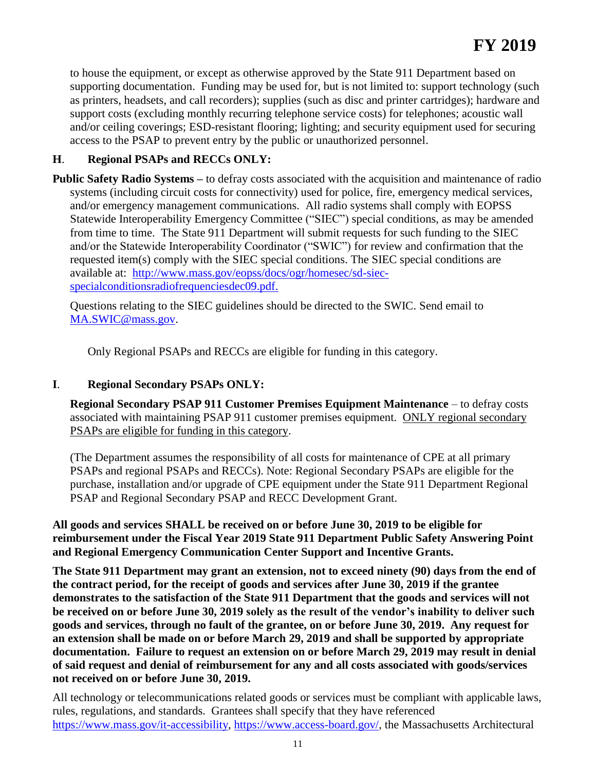to house the equipment, or except as otherwise approved by the State 911 Department based on supporting documentation. Funding may be used for, but is not limited to: support technology (such as printers, headsets, and call recorders); supplies (such as disc and printer cartridges); hardware and support costs (excluding monthly recurring telephone service costs) for telephones; acoustic wall and/or ceiling coverings; ESD-resistant flooring; lighting; and security equipment used for securing access to the PSAP to prevent entry by the public or unauthorized personnel.

**H**. **Regional PSAPs and RECCs ONLY:**

**Public Safety Radio Systems –** to defray costs associated with the acquisition and maintenance of radio systems (including circuit costs for connectivity) used for police, fire, emergency medical services, and/or emergency management communications. All radio systems shall comply with EOPSS Statewide Interoperability Emergency Committee ("SIEC") special conditions, as may be amended from time to time. The State 911 Department will submit requests for such funding to the SIEC and/or the Statewide Interoperability Coordinator ("SWIC") for review and confirmation that the requested item(s) comply with the SIEC special conditions. The SIEC special conditions are available at: [http://www.mass.gov/eopss/docs/ogr/homesec/sd-siec-specialconditionsradiofrequenciesdec09.pdf.](http://www.mass.gov/eopss/docs/ogr/homesec/sd-siec-specialconditionsradiofrequenciesdec09.pdf)

Questions relating to the SIEC guidelines should be directed to the SWIC. Send email to [MA.SWIC@mass.gov](mailto:MA.SWIC@mass.gov).

Only Regional PSAPs and RECCs are eligible for funding in this category.

**I**. **Regional Secondary PSAPs ONLY:**

**Regional Secondary PSAP 911 Customer Premises Equipment Maintenance** – to defray costs associated with maintaining PSAP 911 customer premises equipment. ONLY regional secondary PSAPs are eligible for funding in this category.

(The Department assumes the responsibility of all costs for maintenance of CPE at all primary PSAPs and regional PSAPs and RECCs). Note: Regional Secondary PSAPs are eligible for the purchase, installation and/or upgrade of CPE equipment under the State 911 Department Regional PSAP and Regional Secondary PSAP and RECC Development Grant.

**All goods and services SHALL be received on or before June 30, 2019 to be eligible for reimbursement under the Fiscal Year 2019 State 911 Department Public Safety Answering Point and Regional Emergency Communication Center Support and Incentive Grants.**

**The State 911 Department may grant an extension, not to exceed ninety (90) days from the end of the contract period, for the receipt of goods and services after June 30, 2019 if the grantee demonstrates to the satisfaction of the State 911 Department that the goods and services will not be received on or before June 30, 2019 solely as the result of the vendor's inability to deliver such goods and services, through no fault of the grantee, on or before June 30, 2019. Any request for an extension shall be made on or before March 29, 2019 and shall be supported by appropriate documentation. Failure to request an extension on or before March 29, 2019 may result in denial of said request and denial of reimbursement for any and all costs associated with goods/services not received on or before June 30, 2019.**

All technology or telecommunications related goods or services must be compliant with applicable laws, rules, regulations, and standards. Grantees shall specify that they have referenced [https://www.mass.gov/it-accessibility](https://www.mass.gov/it-accessibility), [https://www.access-board.gov/](https://www.access-board.gov/), the Massachusetts Architectural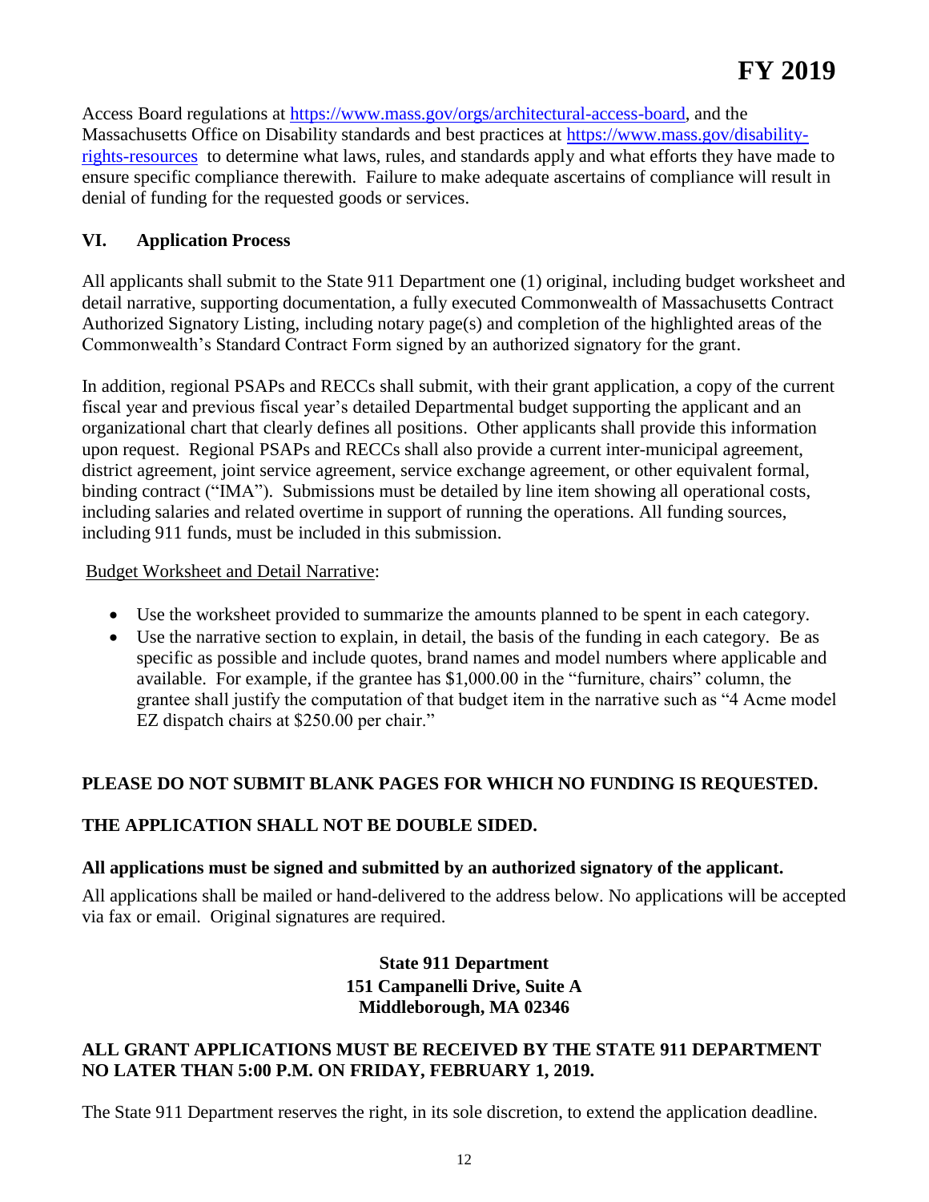Access Board regulations at https://www.mass.gov/orgs/architectural-access-board, and the Massachusetts Office on Disability standards and best practices at https://www.mass.gov/disability-rights-resources to determine what laws, rules, and standards apply and what efforts they have made to ensure specific compliance therewith. Failure to make adequate ascertains of compliance will result in denial of funding for the requested goods or services.

## VI. Application Process

All applicants shall submit to the State 911 Department one (1) original, including budget worksheet and detail narrative, supporting documentation, a fully executed Commonwealth of Massachusetts Contract Authorized Signatory Listing, including notary page(s) and completion of the highlighted areas of the Commonwealth's Standard Contract Form signed by an authorized signatory for the grant.

In addition, regional PSAPs and RECCs shall submit, with their grant application, a copy of the current fiscal year and previous fiscal year's detailed Departmental budget supporting the applicant and an organizational chart that clearly defines all positions. Other applicants shall provide this information upon request. Regional PSAPs and RECCs shall also provide a current inter-municipal agreement, district agreement, joint service agreement, service exchange agreement, or other equivalent formal, binding contract ("IMA"). Submissions must be detailed by line item showing all operational costs, including salaries and related overtime in support of running the operations. All funding sources, including 911 funds, must be included in this submission.

Budget Worksheet and Detail Narrative:

- Use the worksheet provided to summarize the amounts planned to be spent in each category.
- Use the narrative section to explain, in detail, the basis of the funding in each category. Be as specific as possible and include quotes, brand names and model numbers where applicable and available. For example, if the grantee has $1,000.00 in the "furniture, chairs" column, the grantee shall justify the computation of that budget item in the narrative such as "4 Acme model EZ dispatch chairs at $250.00 per chair."

**PLEASE DO NOT SUBMIT BLANK PAGES FOR WHICH NO FUNDING IS REQUESTED.**

**THE APPLICATION SHALL NOT BE DOUBLE SIDED.**

**All applications must be signed and submitted by an authorized signatory of the applicant.**

All applications shall be mailed or hand-delivered to the address below. No applications will be accepted via fax or email. Original signatures are required.

**State 911 Department**
**151 Campanelli Drive, Suite A**
**Middleborough, MA 02346**

**ALL GRANT APPLICATIONS MUST BE RECEIVED BY THE STATE 911 DEPARTMENT NO LATER THAN 5:00 P.M. ON FRIDAY, FEBRUARY 1, 2019.**

The State 911 Department reserves the right, in its sole discretion, to extend the application deadline.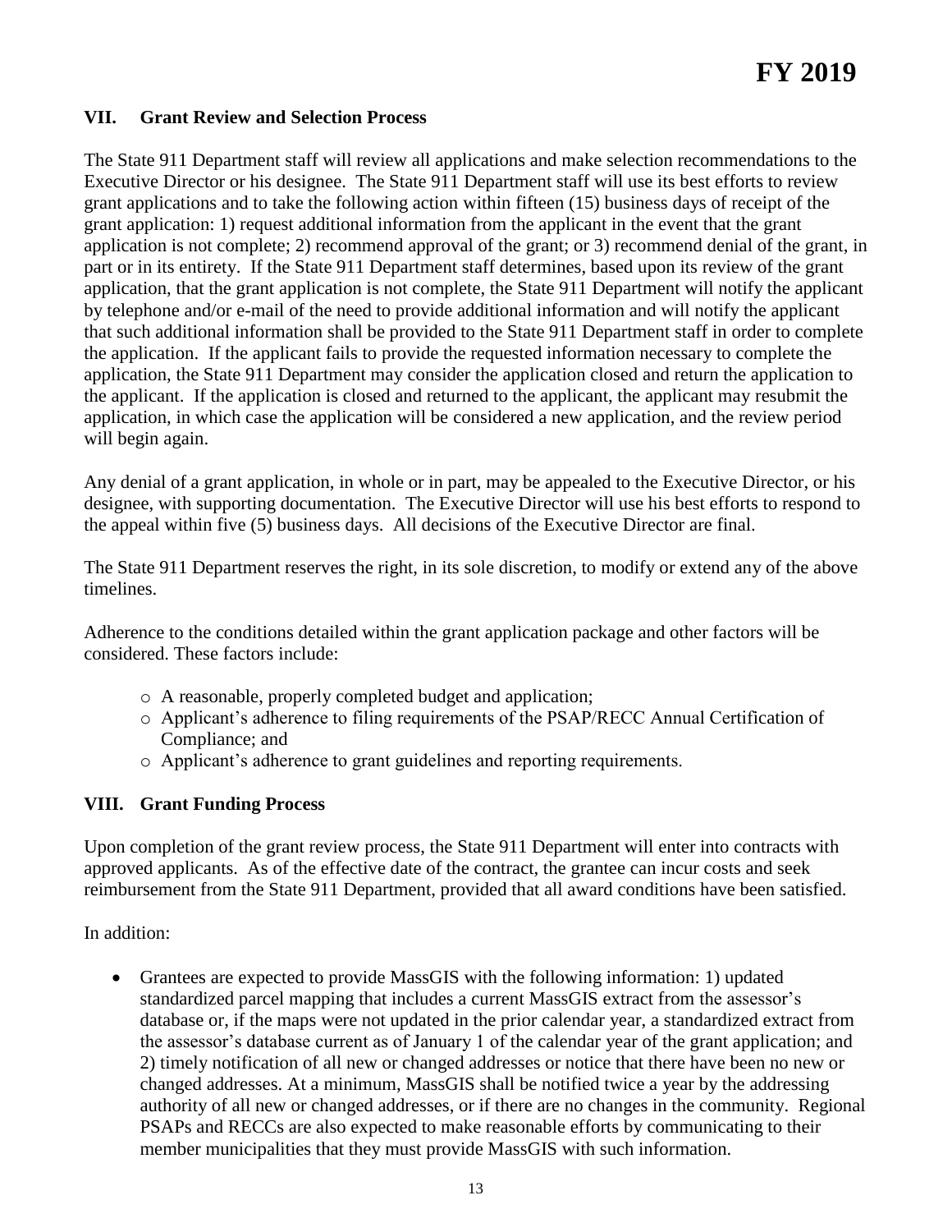## VII. Grant Review and Selection Process

The State 911 Department staff will review all applications and make selection recommendations to the Executive Director or his designee. The State 911 Department staff will use its best efforts to review grant applications and to take the following action within fifteen (15) business days of receipt of the grant application: 1) request additional information from the applicant in the event that the grant application is not complete; 2) recommend approval of the grant; or 3) recommend denial of the grant, in part or in its entirety. If the State 911 Department staff determines, based upon its review of the grant application, that the grant application is not complete, the State 911 Department will notify the applicant by telephone and/or e-mail of the need to provide additional information and will notify the applicant that such additional information shall be provided to the State 911 Department staff in order to complete the application. If the applicant fails to provide the requested information necessary to complete the application, the State 911 Department may consider the application closed and return the application to the applicant. If the application is closed and returned to the applicant, the applicant may resubmit the application, in which case the application will be considered a new application, and the review period will begin again.

Any denial of a grant application, in whole or in part, may be appealed to the Executive Director, or his designee, with supporting documentation. The Executive Director will use his best efforts to respond to the appeal within five (5) business days. All decisions of the Executive Director are final.

The State 911 Department reserves the right, in its sole discretion, to modify or extend any of the above timelines.

Adherence to the conditions detailed within the grant application package and other factors will be considered. These factors include:

- A reasonable, properly completed budget and application;
- Applicant's adherence to filing requirements of the PSAP/RECC Annual Certification of Compliance; and
- Applicant's adherence to grant guidelines and reporting requirements.

## VIII. Grant Funding Process

Upon completion of the grant review process, the State 911 Department will enter into contracts with approved applicants. As of the effective date of the contract, the grantee can incur costs and seek reimbursement from the State 911 Department, provided that all award conditions have been satisfied.

In addition:

- Grantees are expected to provide MassGIS with the following information: 1) updated standardized parcel mapping that includes a current MassGIS extract from the assessor's database or, if the maps were not updated in the prior calendar year, a standardized extract from the assessor's database current as of January 1 of the calendar year of the grant application; and 2) timely notification of all new or changed addresses or notice that there have been no new or changed addresses. At a minimum, MassGIS shall be notified twice a year by the addressing authority of all new or changed addresses, or if there are no changes in the community. Regional PSAPs and RECCs are also expected to make reasonable efforts by communicating to their member municipalities that they must provide MassGIS with such information.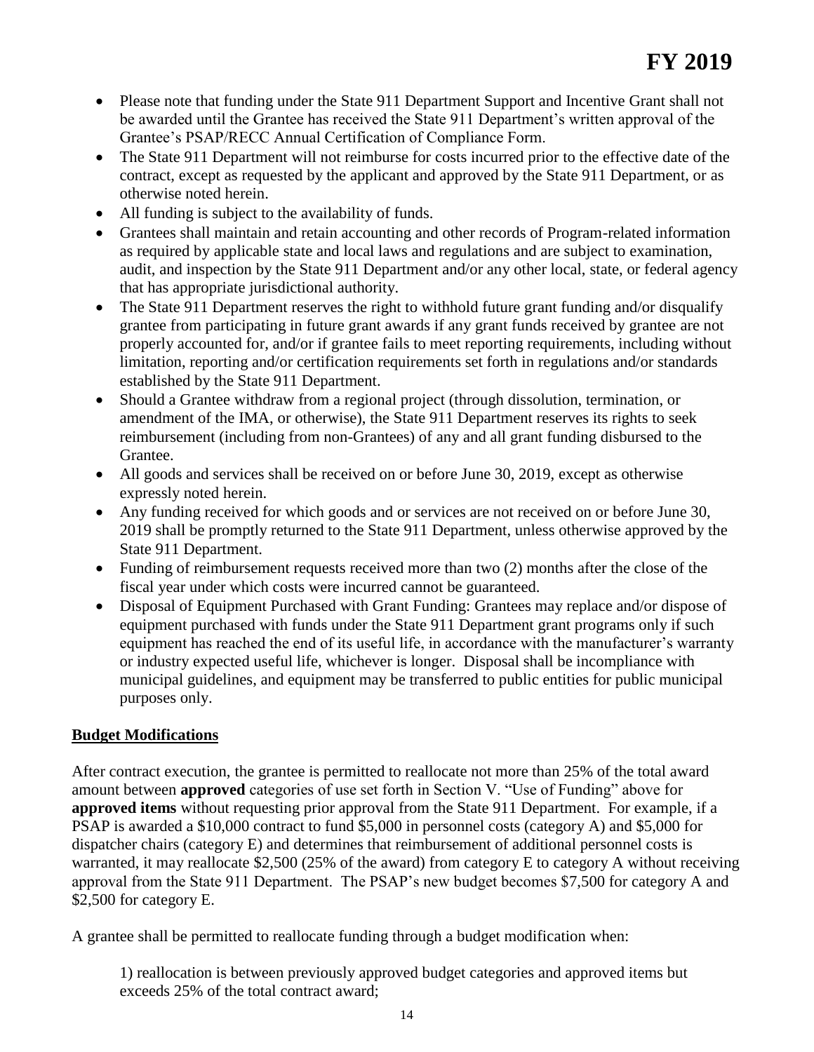- Please note that funding under the State 911 Department Support and Incentive Grant shall not be awarded until the Grantee has received the State 911 Department's written approval of the Grantee's PSAP/RECC Annual Certification of Compliance Form.
- The State 911 Department will not reimburse for costs incurred prior to the effective date of the contract, except as requested by the applicant and approved by the State 911 Department, or as otherwise noted herein.
- All funding is subject to the availability of funds.
- Grantees shall maintain and retain accounting and other records of Program-related information as required by applicable state and local laws and regulations and are subject to examination, audit, and inspection by the State 911 Department and/or any other local, state, or federal agency that has appropriate jurisdictional authority.
- The State 911 Department reserves the right to withhold future grant funding and/or disqualify grantee from participating in future grant awards if any grant funds received by grantee are not properly accounted for, and/or if grantee fails to meet reporting requirements, including without limitation, reporting and/or certification requirements set forth in regulations and/or standards established by the State 911 Department.
- Should a Grantee withdraw from a regional project (through dissolution, termination, or amendment of the IMA, or otherwise), the State 911 Department reserves its rights to seek reimbursement (including from non-Grantees) of any and all grant funding disbursed to the Grantee.
- All goods and services shall be received on or before June 30, 2019, except as otherwise expressly noted herein.
- Any funding received for which goods and or services are not received on or before June 30, 2019 shall be promptly returned to the State 911 Department, unless otherwise approved by the State 911 Department.
- Funding of reimbursement requests received more than two (2) months after the close of the fiscal year under which costs were incurred cannot be guaranteed.
- Disposal of Equipment Purchased with Grant Funding: Grantees may replace and/or dispose of equipment purchased with funds under the State 911 Department grant programs only if such equipment has reached the end of its useful life, in accordance with the manufacturer's warranty or industry expected useful life, whichever is longer. Disposal shall be incompliance with municipal guidelines, and equipment may be transferred to public entities for public municipal purposes only.

## Budget Modifications

After contract execution, the grantee is permitted to reallocate not more than 25% of the total award amount between **approved** categories of use set forth in Section V. "Use of Funding" above for **approved items** without requesting prior approval from the State 911 Department. For example, if a PSAP is awarded a $10,000 contract to fund $5,000 in personnel costs (category A) and $5,000 for dispatcher chairs (category E) and determines that reimbursement of additional personnel costs is warranted, it may reallocate $2,500 (25% of the award) from category E to category A without receiving approval from the State 911 Department. The PSAP's new budget becomes $7,500 for category A and $2,500 for category E.

A grantee shall be permitted to reallocate funding through a budget modification when:

1) reallocation is between previously approved budget categories and approved items but exceeds 25% of the total contract award;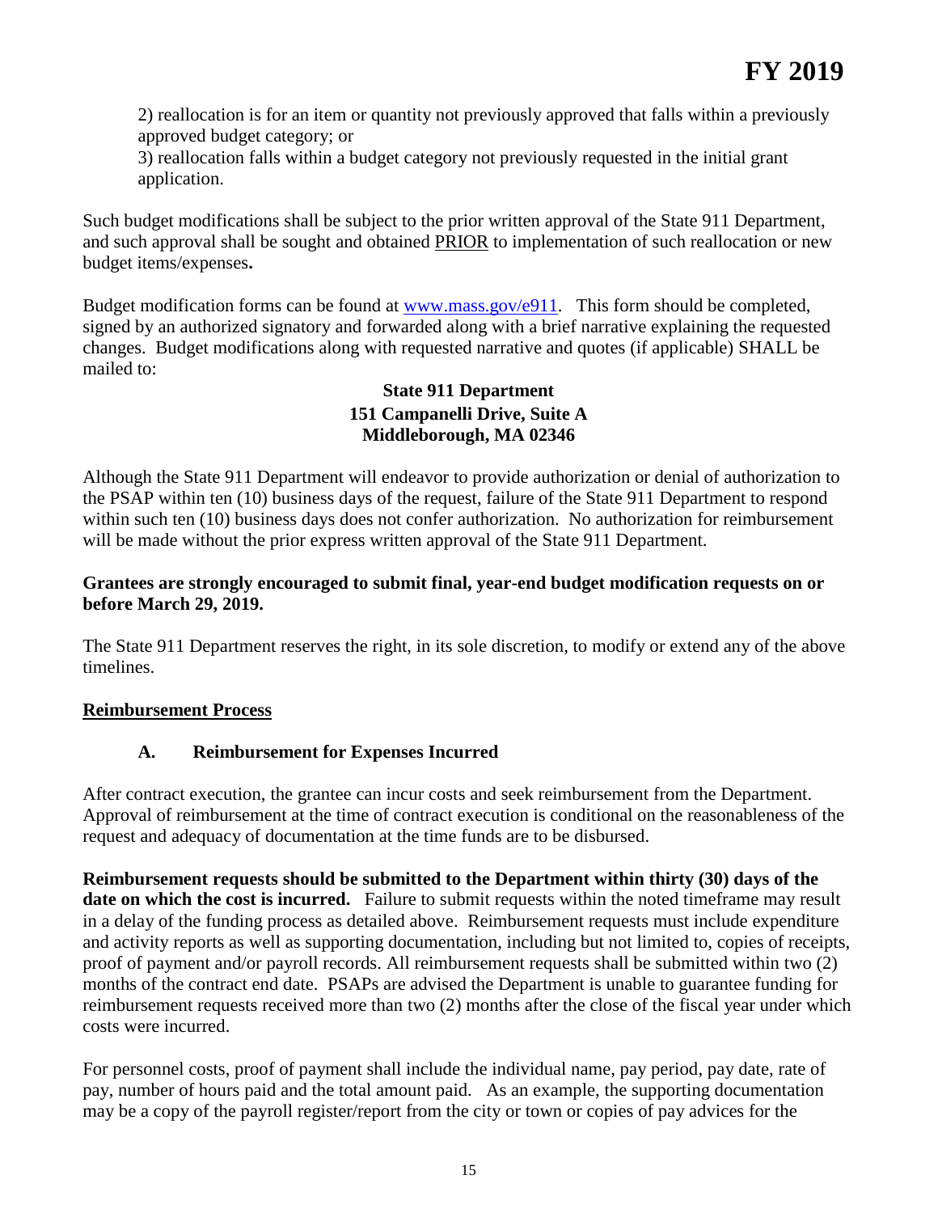2) reallocation is for an item or quantity not previously approved that falls within a previously approved budget category; or

3) reallocation falls within a budget category not previously requested in the initial grant application.

Such budget modifications shall be subject to the prior written approval of the State 911 Department, and such approval shall be sought and obtained PRIOR to implementation of such reallocation or new budget items/expenses**.**

Budget modification forms can be found at [www.mass.gov/e911](www.mass.gov/e911). This form should be completed, signed by an authorized signatory and forwarded along with a brief narrative explaining the requested changes. Budget modifications along with requested narrative and quotes (if applicable) SHALL be mailed to:

**State 911 Department**
**151 Campanelli Drive, Suite A**
**Middleborough, MA 02346**

Although the State 911 Department will endeavor to provide authorization or denial of authorization to the PSAP within ten (10) business days of the request, failure of the State 911 Department to respond within such ten (10) business days does not confer authorization. No authorization for reimbursement will be made without the prior express written approval of the State 911 Department.

**Grantees are strongly encouraged to submit final, year-end budget modification requests on or before March 29, 2019.**

The State 911 Department reserves the right, in its sole discretion, to modify or extend any of the above timelines.

## Reimbursement Process

### A. Reimbursement for Expenses Incurred

After contract execution, the grantee can incur costs and seek reimbursement from the Department. Approval of reimbursement at the time of contract execution is conditional on the reasonableness of the request and adequacy of documentation at the time funds are to be disbursed.

**Reimbursement requests should be submitted to the Department within thirty (30) days of the date on which the cost is incurred.** Failure to submit requests within the noted timeframe may result in a delay of the funding process as detailed above. Reimbursement requests must include expenditure and activity reports as well as supporting documentation, including but not limited to, copies of receipts, proof of payment and/or payroll records. All reimbursement requests shall be submitted within two (2) months of the contract end date. PSAPs are advised the Department is unable to guarantee funding for reimbursement requests received more than two (2) months after the close of the fiscal year under which costs were incurred.

For personnel costs, proof of payment shall include the individual name, pay period, pay date, rate of pay, number of hours paid and the total amount paid. As an example, the supporting documentation may be a copy of the payroll register/report from the city or town or copies of pay advices for the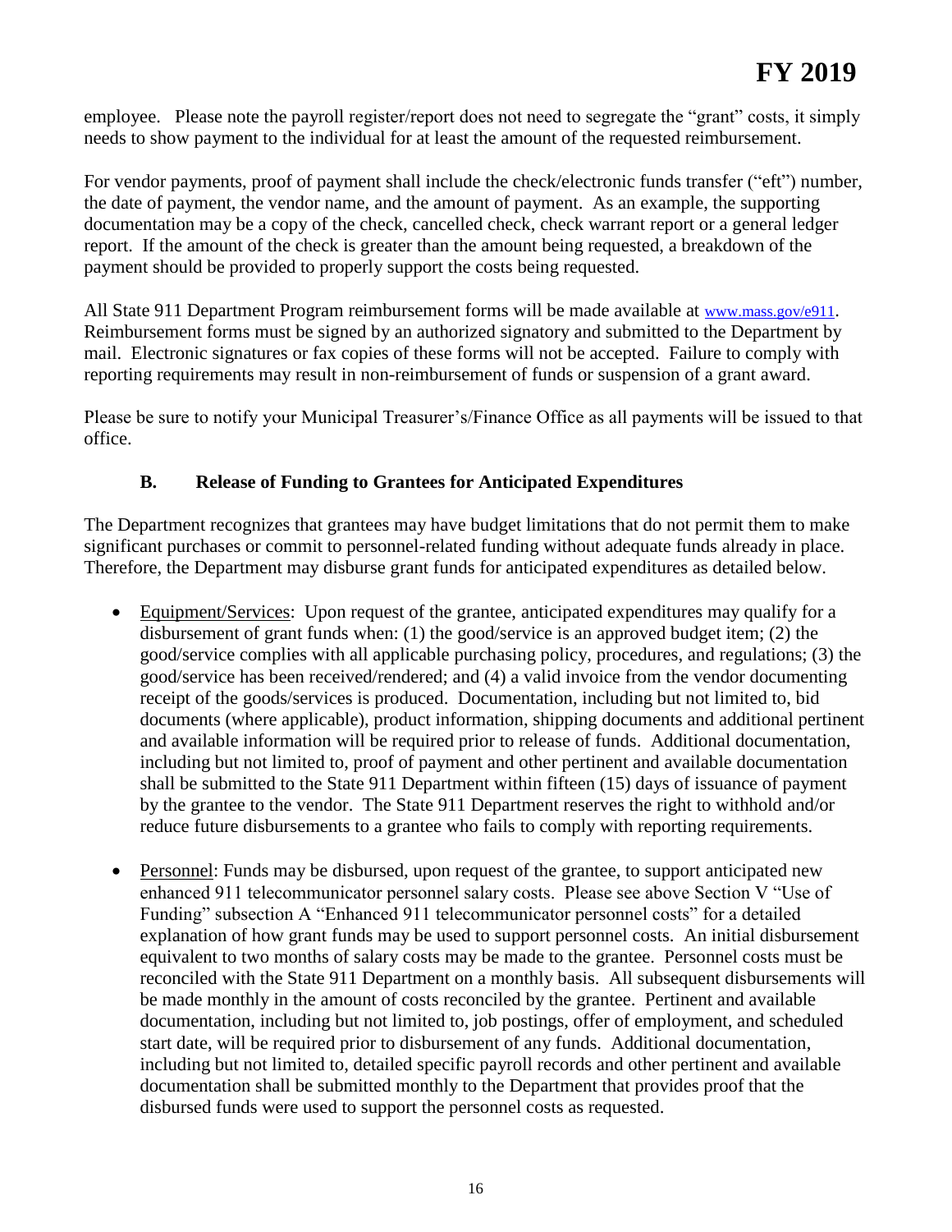employee. Please note the payroll register/report does not need to segregate the "grant" costs, it simply needs to show payment to the individual for at least the amount of the requested reimbursement.

For vendor payments, proof of payment shall include the check/electronic funds transfer ("eft") number, the date of payment, the vendor name, and the amount of payment. As an example, the supporting documentation may be a copy of the check, cancelled check, check warrant report or a general ledger report. If the amount of the check is greater than the amount being requested, a breakdown of the payment should be provided to properly support the costs being requested.

All State 911 Department Program reimbursement forms will be made available at www.mass.gov/e911. Reimbursement forms must be signed by an authorized signatory and submitted to the Department by mail. Electronic signatures or fax copies of these forms will not be accepted. Failure to comply with reporting requirements may result in non-reimbursement of funds or suspension of a grant award.

Please be sure to notify your Municipal Treasurer's/Finance Office as all payments will be issued to that office.

### B. Release of Funding to Grantees for Anticipated Expenditures

The Department recognizes that grantees may have budget limitations that do not permit them to make significant purchases or commit to personnel-related funding without adequate funds already in place. Therefore, the Department may disburse grant funds for anticipated expenditures as detailed below.

- Equipment/Services: Upon request of the grantee, anticipated expenditures may qualify for a disbursement of grant funds when: (1) the good/service is an approved budget item; (2) the good/service complies with all applicable purchasing policy, procedures, and regulations; (3) the good/service has been received/rendered; and (4) a valid invoice from the vendor documenting receipt of the goods/services is produced. Documentation, including but not limited to, bid documents (where applicable), product information, shipping documents and additional pertinent and available information will be required prior to release of funds. Additional documentation, including but not limited to, proof of payment and other pertinent and available documentation shall be submitted to the State 911 Department within fifteen (15) days of issuance of payment by the grantee to the vendor. The State 911 Department reserves the right to withhold and/or reduce future disbursements to a grantee who fails to comply with reporting requirements.

- Personnel: Funds may be disbursed, upon request of the grantee, to support anticipated new enhanced 911 telecommunicator personnel salary costs. Please see above Section V "Use of Funding" subsection A "Enhanced 911 telecommunicator personnel costs" for a detailed explanation of how grant funds may be used to support personnel costs. An initial disbursement equivalent to two months of salary costs may be made to the grantee. Personnel costs must be reconciled with the State 911 Department on a monthly basis. All subsequent disbursements will be made monthly in the amount of costs reconciled by the grantee. Pertinent and available documentation, including but not limited to, job postings, offer of employment, and scheduled start date, will be required prior to disbursement of any funds. Additional documentation, including but not limited to, detailed specific payroll records and other pertinent and available documentation shall be submitted monthly to the Department that provides proof that the disbursed funds were used to support the personnel costs as requested.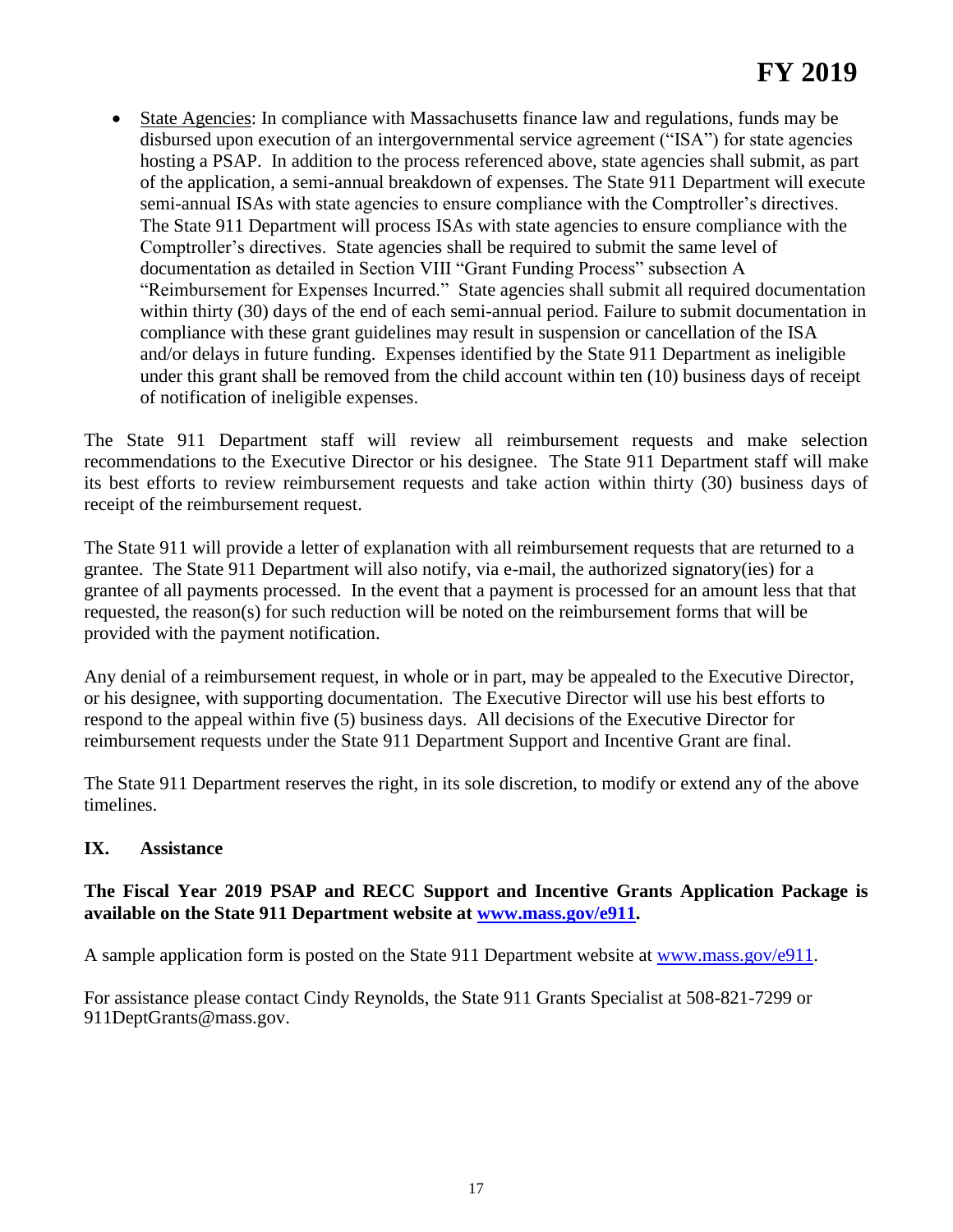- State Agencies: In compliance with Massachusetts finance law and regulations, funds may be disbursed upon execution of an intergovernmental service agreement ("ISA") for state agencies hosting a PSAP. In addition to the process referenced above, state agencies shall submit, as part of the application, a semi-annual breakdown of expenses. The State 911 Department will execute semi-annual ISAs with state agencies to ensure compliance with the Comptroller's directives. The State 911 Department will process ISAs with state agencies to ensure compliance with the Comptroller's directives. State agencies shall be required to submit the same level of documentation as detailed in Section VIII "Grant Funding Process" subsection A "Reimbursement for Expenses Incurred." State agencies shall submit all required documentation within thirty (30) days of the end of each semi-annual period. Failure to submit documentation in compliance with these grant guidelines may result in suspension or cancellation of the ISA and/or delays in future funding. Expenses identified by the State 911 Department as ineligible under this grant shall be removed from the child account within ten (10) business days of receipt of notification of ineligible expenses.

The State 911 Department staff will review all reimbursement requests and make selection recommendations to the Executive Director or his designee. The State 911 Department staff will make its best efforts to review reimbursement requests and take action within thirty (30) business days of receipt of the reimbursement request.

The State 911 will provide a letter of explanation with all reimbursement requests that are returned to a grantee. The State 911 Department will also notify, via e-mail, the authorized signatory(ies) for a grantee of all payments processed. In the event that a payment is processed for an amount less that that requested, the reason(s) for such reduction will be noted on the reimbursement forms that will be provided with the payment notification.

Any denial of a reimbursement request, in whole or in part, may be appealed to the Executive Director, or his designee, with supporting documentation. The Executive Director will use his best efforts to respond to the appeal within five (5) business days. All decisions of the Executive Director for reimbursement requests under the State 911 Department Support and Incentive Grant are final.

The State 911 Department reserves the right, in its sole discretion, to modify or extend any of the above timelines.

## IX. Assistance

**The Fiscal Year 2019 PSAP and RECC Support and Incentive Grants Application Package is available on the State 911 Department website at www.mass.gov/e911.**

A sample application form is posted on the State 911 Department website at www.mass.gov/e911.

For assistance please contact Cindy Reynolds, the State 911 Grants Specialist at 508-821-7299 or 911DeptGrants@mass.gov.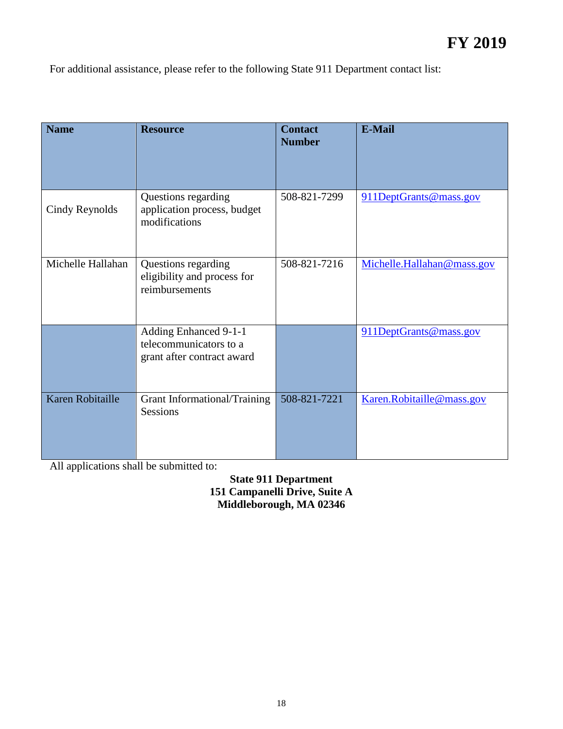For additional assistance, please refer to the following State 911 Department contact list:

| Name | Resource | Contact Number | E-Mail |
| --- | --- | --- | --- |
| Cindy Reynolds | Questions regarding application process, budget modifications | 508-821-7299 | 911DeptGrants@mass.gov |
| Michelle Hallahan | Questions regarding eligibility and process for reimbursements | 508-821-7216 | Michelle.Hallahan@mass.gov |
| | Adding Enhanced 9-1-1 telecommunicators to a grant after contract award | | 911DeptGrants@mass.gov |
| Karen Robitaille | Grant Informational/Training Sessions | 508-821-7221 | Karen.Robitaille@mass.gov |

All applications shall be submitted to:

**State 911 Department**
**151 Campanelli Drive, Suite A**
**Middleborough, MA 02346**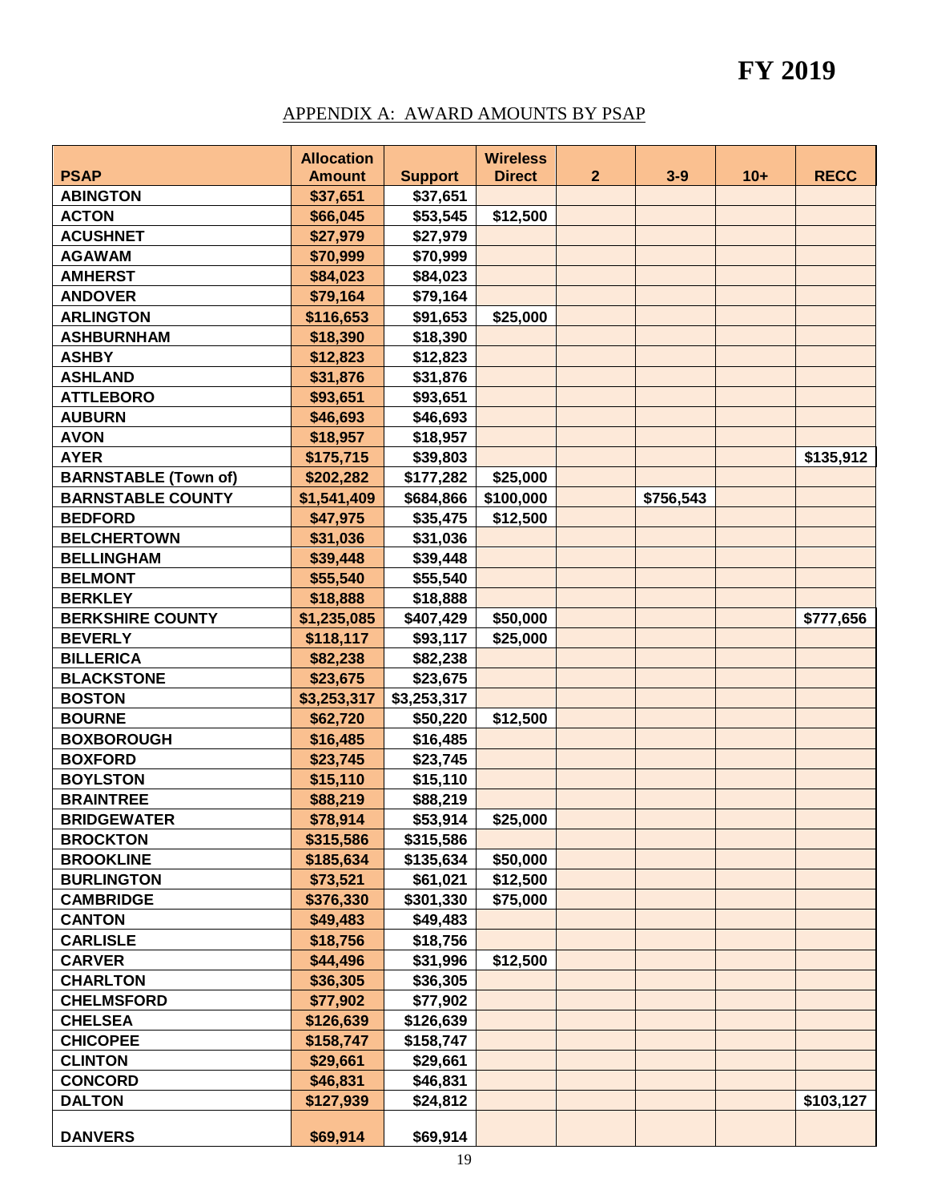# FY 2019

## APPENDIX A: AWARD AMOUNTS BY PSAP

| PSAP | Allocation Amount | Support | Wireless Direct | 2 | 3-9 | 10+ | RECC |
|---|---|---|---|---|---|---|---|
| ABINGTON | $37,651 | $37,651 | | | | | |
| ACTON | $66,045 | $53,545 | $12,500 | | | | |
| ACUSHNET | $27,979 | $27,979 | | | | | |
| AGAWAM | $70,999 | $70,999 | | | | | |
| AMHERST | $84,023 | $84,023 | | | | | |
| ANDOVER | $79,164 | $79,164 | | | | | |
| ARLINGTON | $116,653 | $91,653 | $25,000 | | | | |
| ASHBURNHAM | $18,390 | $18,390 | | | | | |
| ASHBY | $12,823 | $12,823 | | | | | |
| ASHLAND | $31,876 | $31,876 | | | | | |
| ATTLEBORO | $93,651 | $93,651 | | | | | |
| AUBURN | $46,693 | $46,693 | | | | | |
| AVON | $18,957 | $18,957 | | | | | |
| AYER | $175,715 | $39,803 | | | | | $135,912 |
| BARNSTABLE (Town of) | $202,282 | $177,282 | $25,000 | | | | |
| BARNSTABLE COUNTY | $1,541,409 | $684,866 | $100,000 | | $756,543 | | |
| BEDFORD | $47,975 | $35,475 | $12,500 | | | | |
| BELCHERTOWN | $31,036 | $31,036 | | | | | |
| BELLINGHAM | $39,448 | $39,448 | | | | | |
| BELMONT | $55,540 | $55,540 | | | | | |
| BERKLEY | $18,888 | $18,888 | | | | | |
| BERKSHIRE COUNTY | $1,235,085 | $407,429 | $50,000 | | | | $777,656 |
| BEVERLY | $118,117 | $93,117 | $25,000 | | | | |
| BILLERICA | $82,238 | $82,238 | | | | | |
| BLACKSTONE | $23,675 | $23,675 | | | | | |
| BOSTON | $3,253,317 | $3,253,317 | | | | | |
| BOURNE | $62,720 | $50,220 | $12,500 | | | | |
| BOXBOROUGH | $16,485 | $16,485 | | | | | |
| BOXFORD | $23,745 | $23,745 | | | | | |
| BOYLSTON | $15,110 | $15,110 | | | | | |
| BRAINTREE | $88,219 | $88,219 | | | | | |
| BRIDGEWATER | $78,914 | $53,914 | $25,000 | | | | |
| BROCKTON | $315,586 | $315,586 | | | | | |
| BROOKLINE | $185,634 | $135,634 | $50,000 | | | | |
| BURLINGTON | $73,521 | $61,021 | $12,500 | | | | |
| CAMBRIDGE | $376,330 | $301,330 | $75,000 | | | | |
| CANTON | $49,483 | $49,483 | | | | | |
| CARLISLE | $18,756 | $18,756 | | | | | |
| CARVER | $44,496 | $31,996 | $12,500 | | | | |
| CHARLTON | $36,305 | $36,305 | | | | | |
| CHELMSFORD | $77,902 | $77,902 | | | | | |
| CHELSEA | $126,639 | $126,639 | | | | | |
| CHICOPEE | $158,747 | $158,747 | | | | | |
| CLINTON | $29,661 | $29,661 | | | | | |
| CONCORD | $46,831 | $46,831 | | | | | |
| DALTON | $127,939 | $24,812 | | | | | $103,127 |
| DANVERS | $69,914 | $69,914 | | | | | |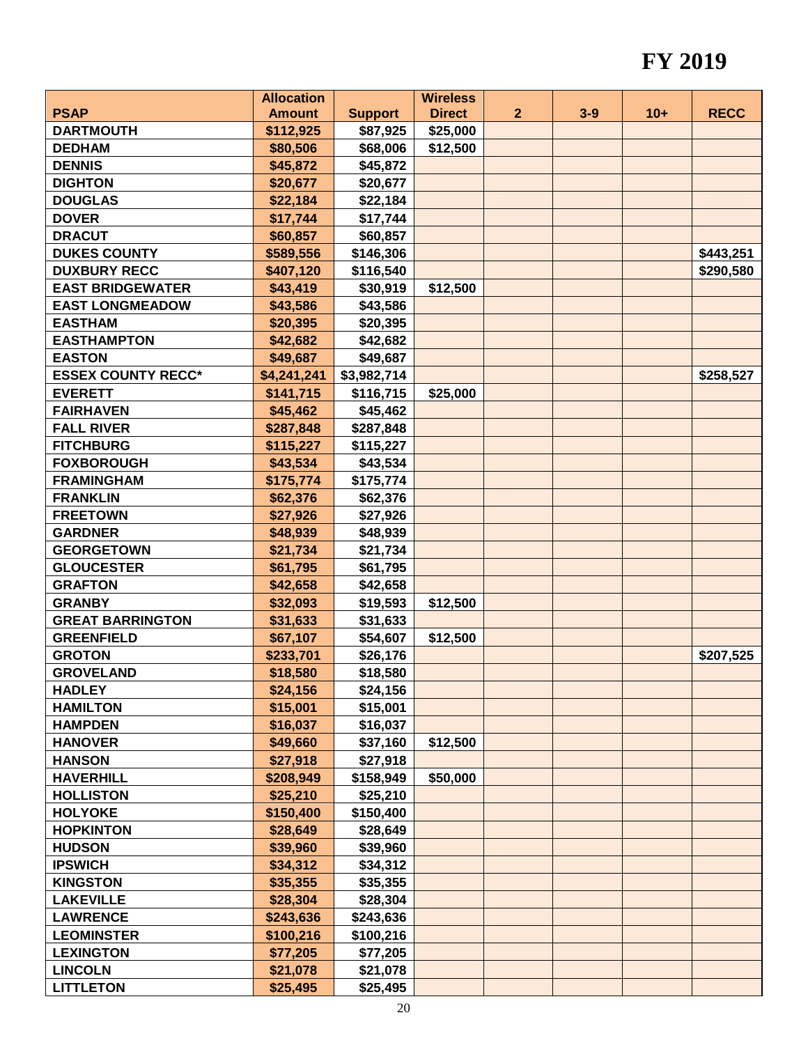# FY 2019

| PSAP | Allocation Amount | Support | Wireless Direct | 2 | 3-9 | 10+ | RECC |
|---|---|---|---|---|---|---|---|
| DARTMOUTH | $112,925 | $87,925 | $25,000 | | | | |
| DEDHAM | $80,506 | $68,006 | $12,500 | | | | |
| DENNIS | $45,872 | $45,872 | | | | | |
| DIGHTON | $20,677 | $20,677 | | | | | |
| DOUGLAS | $22,184 | $22,184 | | | | | |
| DOVER | $17,744 | $17,744 | | | | | |
| DRACUT | $60,857 | $60,857 | | | | | |
| DUKES COUNTY | $589,556 | $146,306 | | | | | $443,251 |
| DUXBURY RECC | $407,120 | $116,540 | | | | | $290,580 |
| EAST BRIDGEWATER | $43,419 | $30,919 | $12,500 | | | | |
| EAST LONGMEADOW | $43,586 | $43,586 | | | | | |
| EASTHAM | $20,395 | $20,395 | | | | | |
| EASTHAMPTON | $42,682 | $42,682 | | | | | |
| EASTON | $49,687 | $49,687 | | | | | |
| ESSEX COUNTY RECC* | $4,241,241 | $3,982,714 | | | | | $258,527 |
| EVERETT | $141,715 | $116,715 | $25,000 | | | | |
| FAIRHAVEN | $45,462 | $45,462 | | | | | |
| FALL RIVER | $287,848 | $287,848 | | | | | |
| FITCHBURG | $115,227 | $115,227 | | | | | |
| FOXBOROUGH | $43,534 | $43,534 | | | | | |
| FRAMINGHAM | $175,774 | $175,774 | | | | | |
| FRANKLIN | $62,376 | $62,376 | | | | | |
| FREETOWN | $27,926 | $27,926 | | | | | |
| GARDNER | $48,939 | $48,939 | | | | | |
| GEORGETOWN | $21,734 | $21,734 | | | | | |
| GLOUCESTER | $61,795 | $61,795 | | | | | |
| GRAFTON | $42,658 | $42,658 | | | | | |
| GRANBY | $32,093 | $19,593 | $12,500 | | | | |
| GREAT BARRINGTON | $31,633 | $31,633 | | | | | |
| GREENFIELD | $67,107 | $54,607 | $12,500 | | | | |
| GROTON | $233,701 | $26,176 | | | | | $207,525 |
| GROVELAND | $18,580 | $18,580 | | | | | |
| HADLEY | $24,156 | $24,156 | | | | | |
| HAMILTON | $15,001 | $15,001 | | | | | |
| HAMPDEN | $16,037 | $16,037 | | | | | |
| HANOVER | $49,660 | $37,160 | $12,500 | | | | |
| HANSON | $27,918 | $27,918 | | | | | |
| HAVERHILL | $208,949 | $158,949 | $50,000 | | | | |
| HOLLISTON | $25,210 | $25,210 | | | | | |
| HOLYOKE | $150,400 | $150,400 | | | | | |
| HOPKINTON | $28,649 | $28,649 | | | | | |
| HUDSON | $39,960 | $39,960 | | | | | |
| IPSWICH | $34,312 | $34,312 | | | | | |
| KINGSTON | $35,355 | $35,355 | | | | | |
| LAKEVILLE | $28,304 | $28,304 | | | | | |
| LAWRENCE | $243,636 | $243,636 | | | | | |
| LEOMINSTER | $100,216 | $100,216 | | | | | |
| LEXINGTON | $77,205 | $77,205 | | | | | |
| LINCOLN | $21,078 | $21,078 | | | | | |
| LITTLETON | $25,495 | $25,495 | | | | | |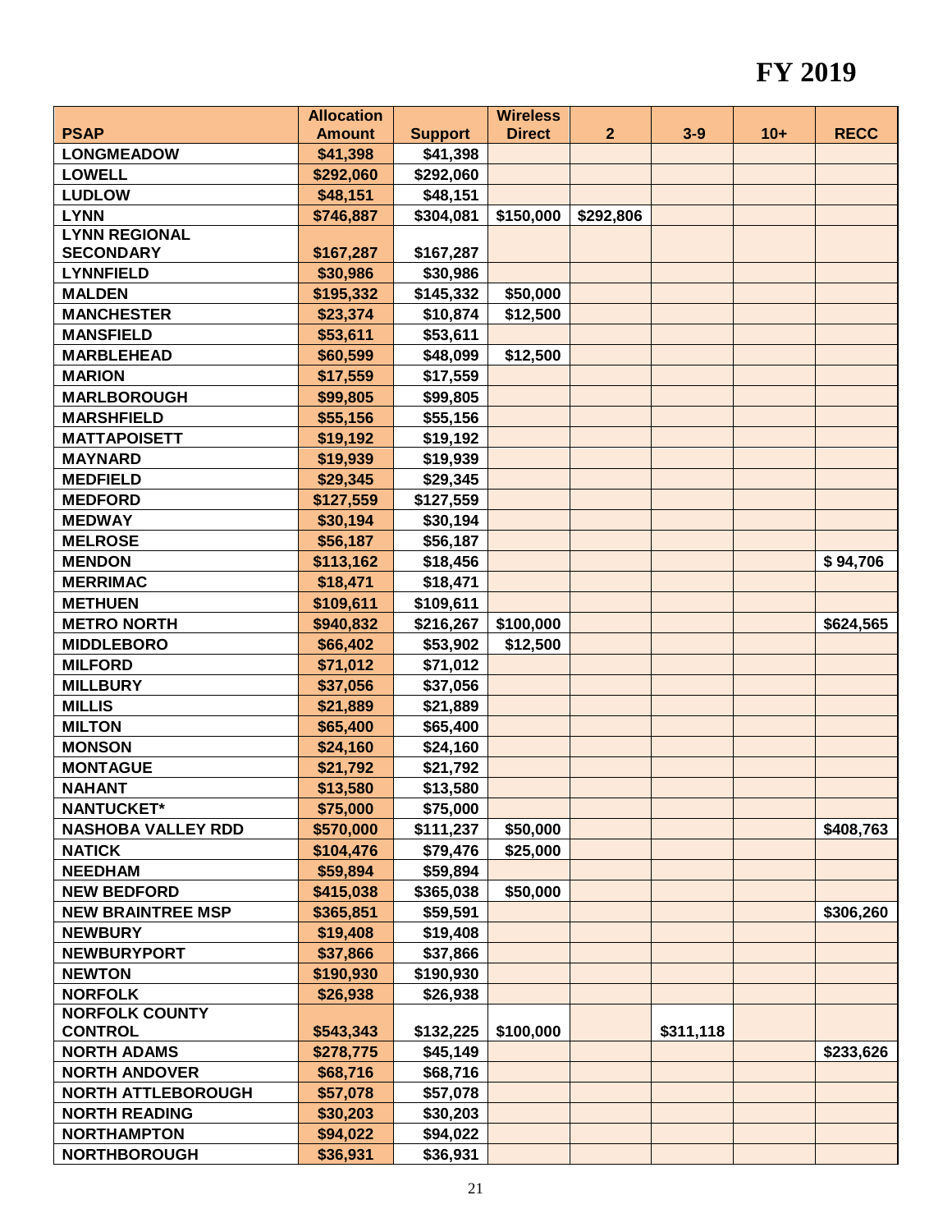# FY 2019

| PSAP | Allocation Amount | Support | Wireless Direct | 2 | 3-9 | 10+ | RECC |
|---|---|---|---|---|---|---|---|
| LONGMEADOW | $41,398 | $41,398 | | | | | |
| LOWELL | $292,060 | $292,060 | | | | | |
| LUDLOW | $48,151 | $48,151 | | | | | |
| LYNN | $746,887 | $304,081 | $150,000 | $292,806 | | | |
| LYNN REGIONAL SECONDARY | $167,287 | $167,287 | | | | | |
| LYNNFIELD | $30,986 | $30,986 | | | | | |
| MALDEN | $195,332 | $145,332 | $50,000 | | | | |
| MANCHESTER | $23,374 | $10,874 | $12,500 | | | | |
| MANSFIELD | $53,611 | $53,611 | | | | | |
| MARBLEHEAD | $60,599 | $48,099 | $12,500 | | | | |
| MARION | $17,559 | $17,559 | | | | | |
| MARLBOROUGH | $99,805 | $99,805 | | | | | |
| MARSHFIELD | $55,156 | $55,156 | | | | | |
| MATTAPOISETT | $19,192 | $19,192 | | | | | |
| MAYNARD | $19,939 | $19,939 | | | | | |
| MEDFIELD | $29,345 | $29,345 | | | | | |
| MEDFORD | $127,559 | $127,559 | | | | | |
| MEDWAY | $30,194 | $30,194 | | | | | |
| MELROSE | $56,187 | $56,187 | | | | | |
| MENDON | $113,162 | $18,456 | | | | | $ 94,706 |
| MERRIMAC | $18,471 | $18,471 | | | | | |
| METHUEN | $109,611 | $109,611 | | | | | |
| METRO NORTH | $940,832 | $216,267 | $100,000 | | | | $624,565 |
| MIDDLEBORO | $66,402 | $53,902 | $12,500 | | | | |
| MILFORD | $71,012 | $71,012 | | | | | |
| MILLBURY | $37,056 | $37,056 | | | | | |
| MILLIS | $21,889 | $21,889 | | | | | |
| MILTON | $65,400 | $65,400 | | | | | |
| MONSON | $24,160 | $24,160 | | | | | |
| MONTAGUE | $21,792 | $21,792 | | | | | |
| NAHANT | $13,580 | $13,580 | | | | | |
| NANTUCKET* | $75,000 | $75,000 | | | | | |
| NASHOBA VALLEY RDD | $570,000 | $111,237 | $50,000 | | | | $408,763 |
| NATICK | $104,476 | $79,476 | $25,000 | | | | |
| NEEDHAM | $59,894 | $59,894 | | | | | |
| NEW BEDFORD | $415,038 | $365,038 | $50,000 | | | | |
| NEW BRAINTREE MSP | $365,851 | $59,591 | | | | | $306,260 |
| NEWBURY | $19,408 | $19,408 | | | | | |
| NEWBURYPORT | $37,866 | $37,866 | | | | | |
| NEWTON | $190,930 | $190,930 | | | | | |
| NORFOLK | $26,938 | $26,938 | | | | | |
| NORFOLK COUNTY CONTROL | $543,343 | $132,225 | $100,000 | | $311,118 | | |
| NORTH ADAMS | $278,775 | $45,149 | | | | | $233,626 |
| NORTH ANDOVER | $68,716 | $68,716 | | | | | |
| NORTH ATTLEBOROUGH | $57,078 | $57,078 | | | | | |
| NORTH READING | $30,203 | $30,203 | | | | | |
| NORTHAMPTON | $94,022 | $94,022 | | | | | |
| NORTHBOROUGH | $36,931 | $36,931 | | | | | |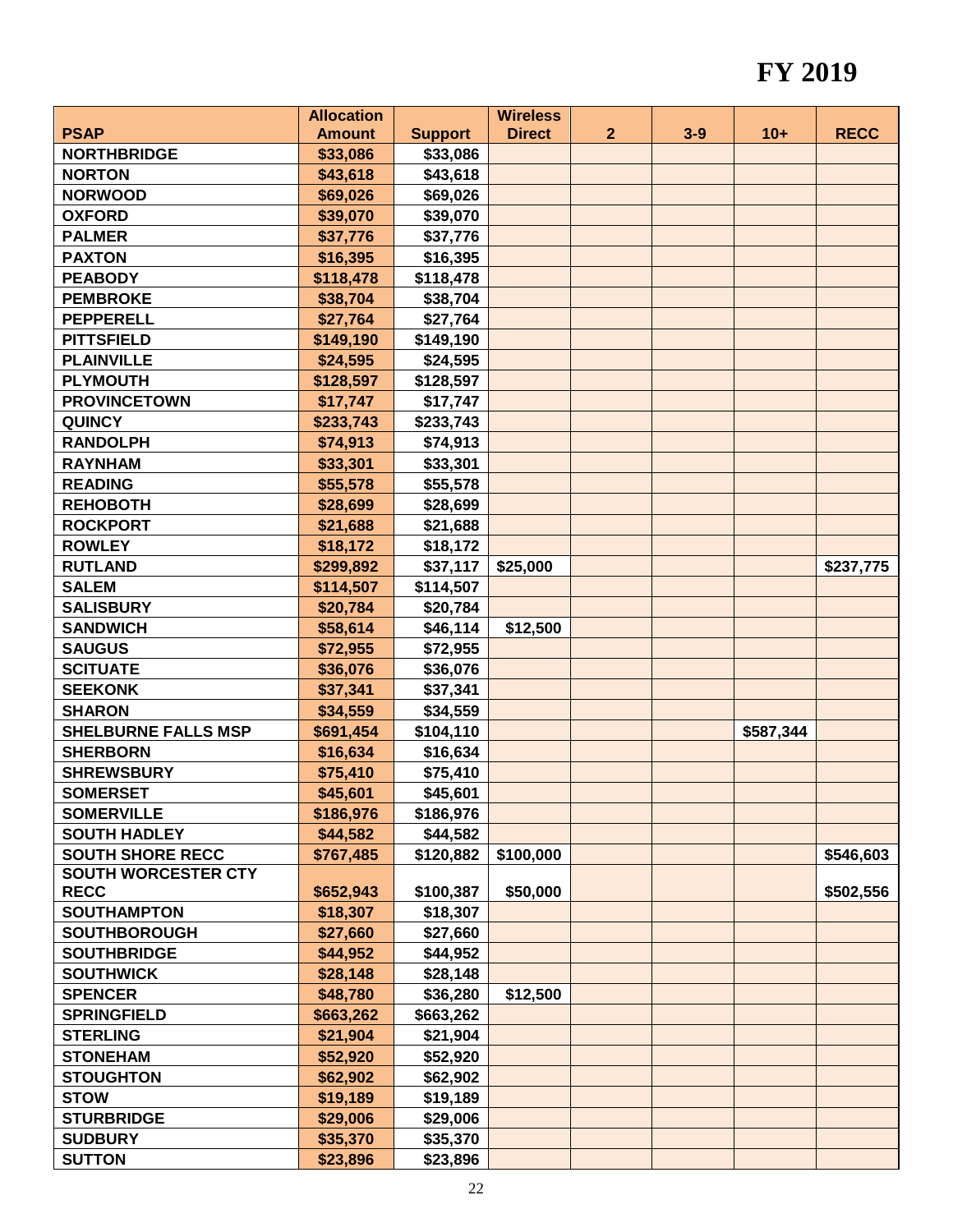# FY 2019

| PSAP | Allocation Amount | Support | Wireless Direct | 2 | 3-9 | 10+ | RECC |
|---|---|---|---|---|---|---|---|
| NORTHBRIDGE | $33,086 | $33,086 | | | | | |
| NORTON | $43,618 | $43,618 | | | | | |
| NORWOOD | $69,026 | $69,026 | | | | | |
| OXFORD | $39,070 | $39,070 | | | | | |
| PALMER | $37,776 | $37,776 | | | | | |
| PAXTON | $16,395 | $16,395 | | | | | |
| PEABODY | $118,478 | $118,478 | | | | | |
| PEMBROKE | $38,704 | $38,704 | | | | | |
| PEPPERELL | $27,764 | $27,764 | | | | | |
| PITTSFIELD | $149,190 | $149,190 | | | | | |
| PLAINVILLE | $24,595 | $24,595 | | | | | |
| PLYMOUTH | $128,597 | $128,597 | | | | | |
| PROVINCETOWN | $17,747 | $17,747 | | | | | |
| QUINCY | $233,743 | $233,743 | | | | | |
| RANDOLPH | $74,913 | $74,913 | | | | | |
| RAYNHAM | $33,301 | $33,301 | | | | | |
| READING | $55,578 | $55,578 | | | | | |
| REHOBOTH | $28,699 | $28,699 | | | | | |
| ROCKPORT | $21,688 | $21,688 | | | | | |
| ROWLEY | $18,172 | $18,172 | | | | | |
| RUTLAND | $299,892 | $37,117 | $25,000 | | | | $237,775 |
| SALEM | $114,507 | $114,507 | | | | | |
| SALISBURY | $20,784 | $20,784 | | | | | |
| SANDWICH | $58,614 | $46,114 | $12,500 | | | | |
| SAUGUS | $72,955 | $72,955 | | | | | |
| SCITUATE | $36,076 | $36,076 | | | | | |
| SEEKONK | $37,341 | $37,341 | | | | | |
| SHARON | $34,559 | $34,559 | | | | | |
| SHELBURNE FALLS MSP | $691,454 | $104,110 | | | | $587,344 | |
| SHERBORN | $16,634 | $16,634 | | | | | |
| SHREWSBURY | $75,410 | $75,410 | | | | | |
| SOMERSET | $45,601 | $45,601 | | | | | |
| SOMERVILLE | $186,976 | $186,976 | | | | | |
| SOUTH HADLEY | $44,582 | $44,582 | | | | | |
| SOUTH SHORE RECC | $767,485 | $120,882 | $100,000 | | | | $546,603 |
| SOUTH WORCESTER CTY RECC | $652,943 | $100,387 | $50,000 | | | | $502,556 |
| SOUTHAMPTON | $18,307 | $18,307 | | | | | |
| SOUTHBOROUGH | $27,660 | $27,660 | | | | | |
| SOUTHBRIDGE | $44,952 | $44,952 | | | | | |
| SOUTHWICK | $28,148 | $28,148 | | | | | |
| SPENCER | $48,780 | $36,280 | $12,500 | | | | |
| SPRINGFIELD | $663,262 | $663,262 | | | | | |
| STERLING | $21,904 | $21,904 | | | | | |
| STONEHAM | $52,920 | $52,920 | | | | | |
| STOUGHTON | $62,902 | $62,902 | | | | | |
| STOW | $19,189 | $19,189 | | | | | |
| STURBRIDGE | $29,006 | $29,006 | | | | | |
| SUDBURY | $35,370 | $35,370 | | | | | |
| SUTTON | $23,896 | $23,896 | | | | | |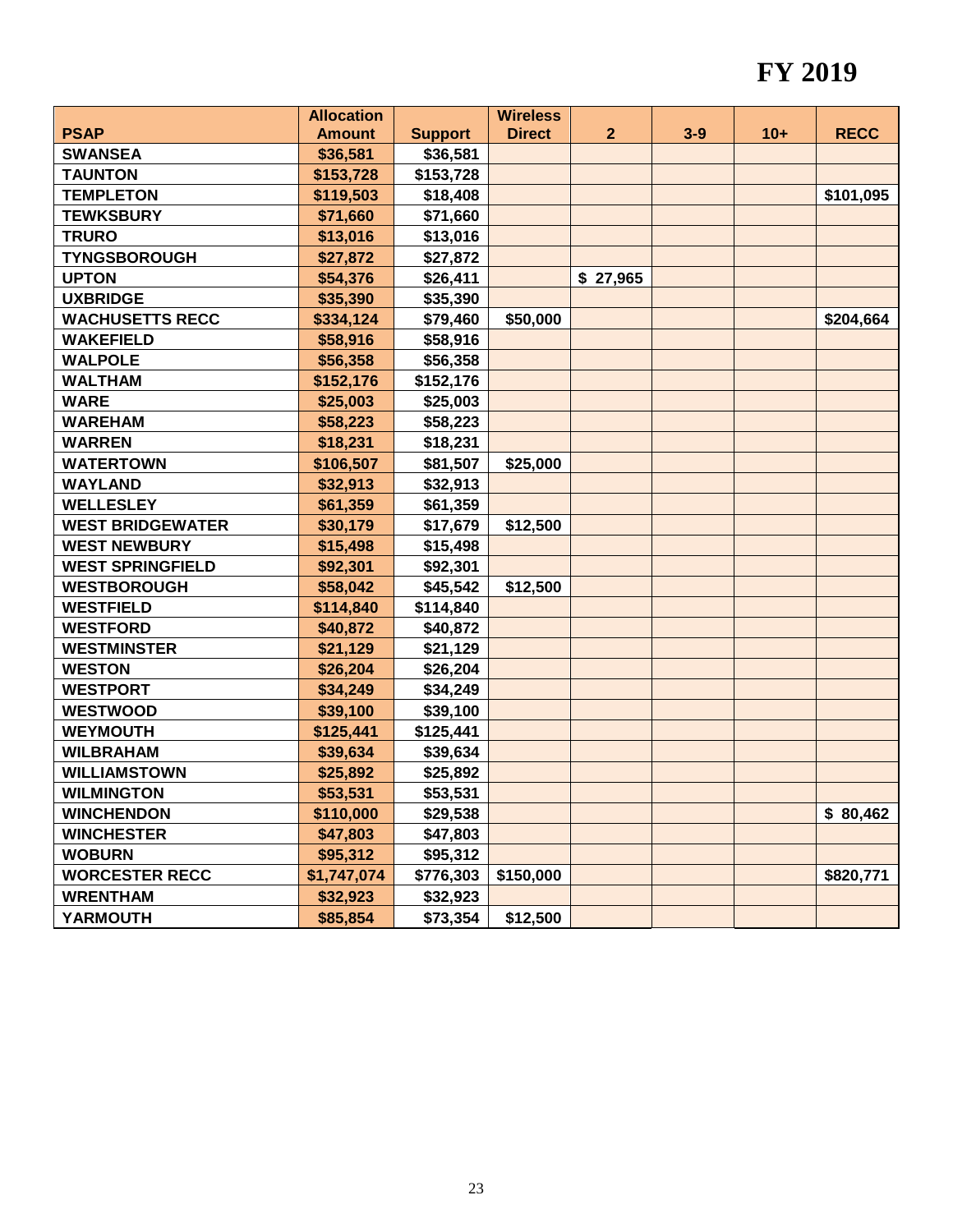# FY 2019

| PSAP | Allocation Amount | Support | Wireless Direct | 2 | 3-9 | 10+ | RECC |
|---|---|---|---|---|---|---|---|
| SWANSEA | $36,581 | $36,581 | | | | | |
| TAUNTON | $153,728 | $153,728 | | | | | |
| TEMPLETON | $119,503 | $18,408 | | | | | $101,095 |
| TEWKSBURY | $71,660 | $71,660 | | | | | |
| TRURO | $13,016 | $13,016 | | | | | |
| TYNGSBOROUGH | $27,872 | $27,872 | | | | | |
| UPTON | $54,376 | $26,411 | | $ 27,965 | | | |
| UXBRIDGE | $35,390 | $35,390 | | | | | |
| WACHUSETTS RECC | $334,124 | $79,460 | $50,000 | | | | $204,664 |
| WAKEFIELD | $58,916 | $58,916 | | | | | |
| WALPOLE | $56,358 | $56,358 | | | | | |
| WALTHAM | $152,176 | $152,176 | | | | | |
| WARE | $25,003 | $25,003 | | | | | |
| WAREHAM | $58,223 | $58,223 | | | | | |
| WARREN | $18,231 | $18,231 | | | | | |
| WATERTOWN | $106,507 | $81,507 | $25,000 | | | | |
| WAYLAND | $32,913 | $32,913 | | | | | |
| WELLESLEY | $61,359 | $61,359 | | | | | |
| WEST BRIDGEWATER | $30,179 | $17,679 | $12,500 | | | | |
| WEST NEWBURY | $15,498 | $15,498 | | | | | |
| WEST SPRINGFIELD | $92,301 | $92,301 | | | | | |
| WESTBOROUGH | $58,042 | $45,542 | $12,500 | | | | |
| WESTFIELD | $114,840 | $114,840 | | | | | |
| WESTFORD | $40,872 | $40,872 | | | | | |
| WESTMINSTER | $21,129 | $21,129 | | | | | |
| WESTON | $26,204 | $26,204 | | | | | |
| WESTPORT | $34,249 | $34,249 | | | | | |
| WESTWOOD | $39,100 | $39,100 | | | | | |
| WEYMOUTH | $125,441 | $125,441 | | | | | |
| WILBRAHAM | $39,634 | $39,634 | | | | | |
| WILLIAMSTOWN | $25,892 | $25,892 | | | | | |
| WILMINGTON | $53,531 | $53,531 | | | | | |
| WINCHENDON | $110,000 | $29,538 | | | | | $ 80,462 |
| WINCHESTER | $47,803 | $47,803 | | | | | |
| WOBURN | $95,312 | $95,312 | | | | | |
| WORCESTER RECC | $1,747,074 | $776,303 | $150,000 | | | | $820,771 |
| WRENTHAM | $32,923 | $32,923 | | | | | |
| YARMOUTH | $85,854 | $73,354 | $12,500 | | | | |